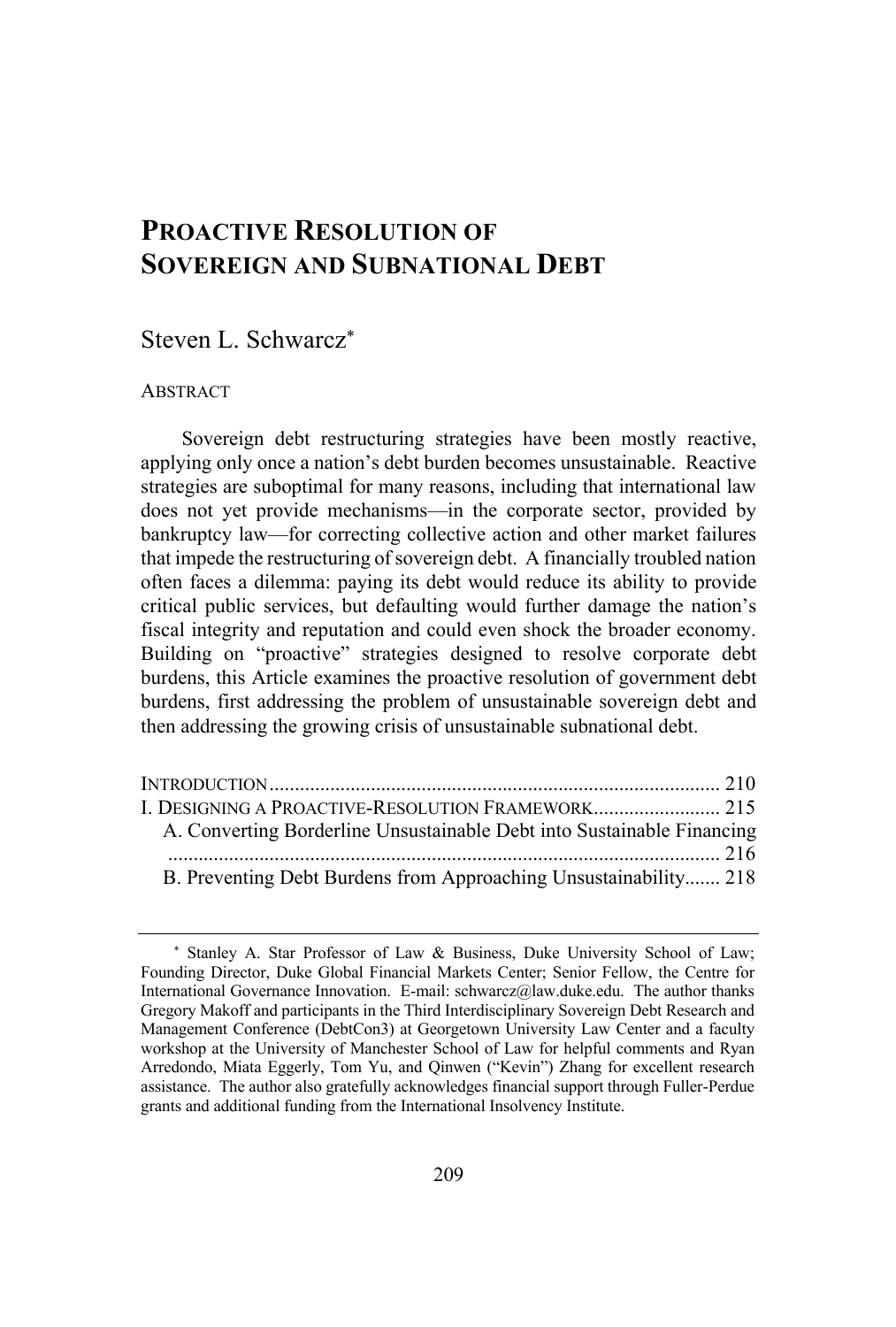# PROACTIVE RESOLUTION OF SOVEREIGN AND SUBNATIONAL DEBT

Steven L. Schwarcz[*]

ABSTRACT

Sovereign debt restructuring strategies have been mostly reactive, applying only once a nation's debt burden becomes unsustainable. Reactive strategies are suboptimal for many reasons, including that international law does not yet provide mechanisms—in the corporate sector, provided by bankruptcy law—for correcting collective action and other market failures that impede the restructuring of sovereign debt. A financially troubled nation often faces a dilemma: paying its debt would reduce its ability to provide critical public services, but defaulting would further damage the nation's fiscal integrity and reputation and could even shock the broader economy. Building on "proactive" strategies designed to resolve corporate debt burdens, this Article examines the proactive resolution of government debt burdens, first addressing the problem of unsustainable sovereign debt and then addressing the growing crisis of unsustainable subnational debt.

INTRODUCTION ........................................................................................ 210
I. DESIGNING A PROACTIVE-RESOLUTION FRAMEWORK ......................... 215
  A. Converting Borderline Unsustainable Debt into Sustainable Financing ........................................................................................................ 216
  B. Preventing Debt Burdens from Approaching Unsustainability ....... 218

[*] Stanley A. Star Professor of Law & Business, Duke University School of Law; Founding Director, Duke Global Financial Markets Center; Senior Fellow, the Centre for International Governance Innovation. E-mail: schwarcz@law.duke.edu. The author thanks Gregory Makoff and participants in the Third Interdisciplinary Sovereign Debt Research and Management Conference (DebtCon3) at Georgetown University Law Center and a faculty workshop at the University of Manchester School of Law for helpful comments and Ryan Arredondo, Miata Eggerly, Tom Yu, and Qinwen ("Kevin") Zhang for excellent research assistance. The author also gratefully acknowledges financial support through Fuller-Perdue grants and additional funding from the International Insolvency Institute.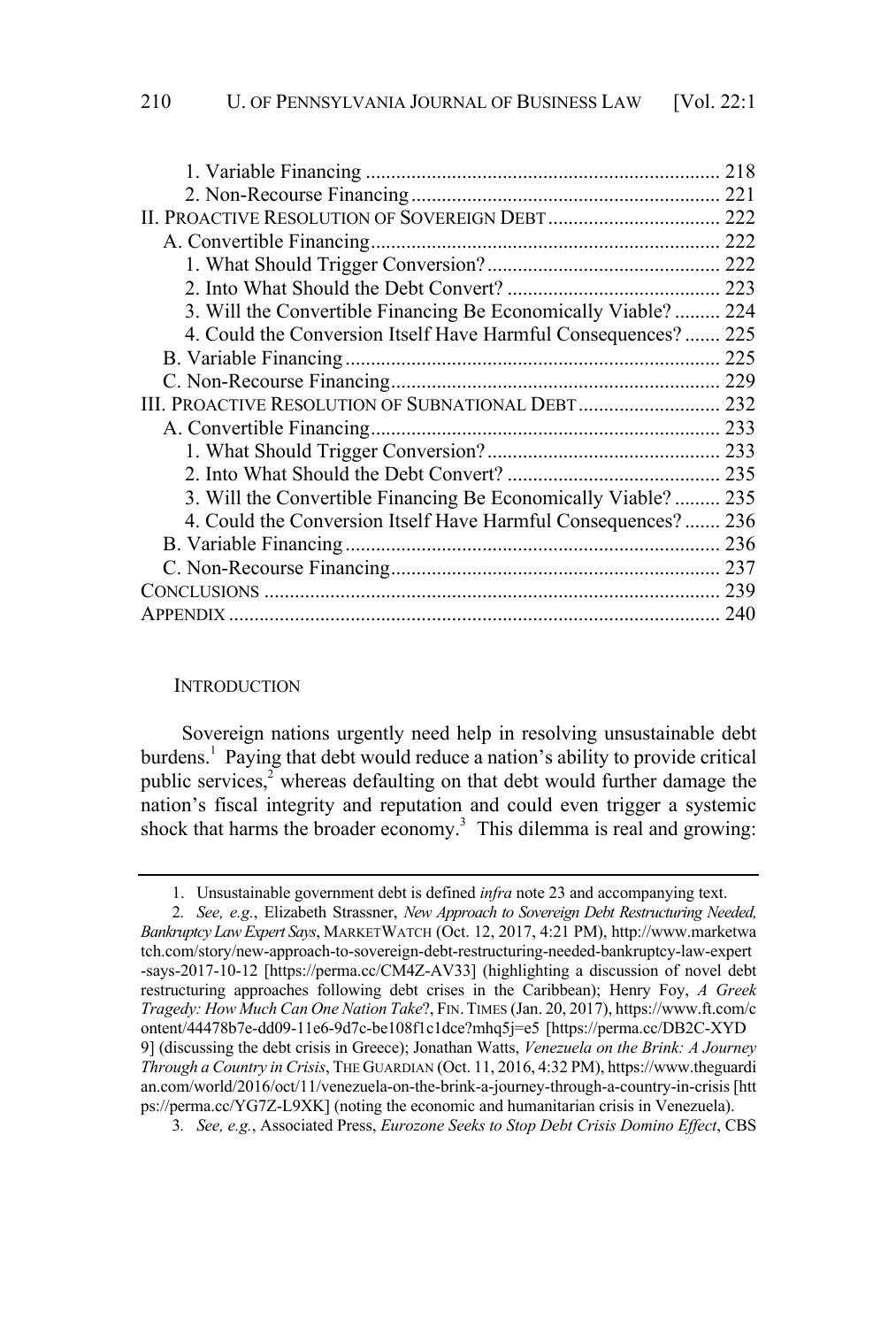1. Variable Financing ..................................................................... 218
2. Non-Recourse Financing ............................................................ 221

II. PROACTIVE RESOLUTION OF SOVEREIGN DEBT .................................. 222

A. Convertible Financing .................................................................... 222
1. What Should Trigger Conversion? ............................................. 222
2. Into What Should the Debt Convert? .......................................... 223
3. Will the Convertible Financing Be Economically Viable? ......... 224
4. Could the Conversion Itself Have Harmful Consequences? ....... 225

B. Variable Financing .......................................................................... 225

C. Non-Recourse Financing ................................................................. 229

III. PROACTIVE RESOLUTION OF SUBNATIONAL DEBT ............................ 232

A. Convertible Financing .................................................................... 233
1. What Should Trigger Conversion? ............................................. 233
2. Into What Should the Debt Convert? .......................................... 235
3. Will the Convertible Financing Be Economically Viable? ......... 235
4. Could the Conversion Itself Have Harmful Consequences? ....... 236

B. Variable Financing .......................................................................... 236

C. Non-Recourse Financing ................................................................. 237

CONCLUSIONS ......................................................................................... 239

APPENDIX ................................................................................................ 240

## INTRODUCTION

Sovereign nations urgently need help in resolving unsustainable debt burdens.[1] Paying that debt would reduce a nation's ability to provide critical public services,[2] whereas defaulting on that debt would further damage the nation's fiscal integrity and reputation and could even trigger a systemic shock that harms the broader economy.[3] This dilemma is real and growing:

---

1. Unsustainable government debt is defined *infra* note 23 and accompanying text.

2. *See, e.g.*, Elizabeth Strassner, *New Approach to Sovereign Debt Restructuring Needed, Bankruptcy Law Expert Says*, MARKETWATCH (Oct. 12, 2017, 4:21 PM), http://www.marketwatch.com/story/new-approach-to-sovereign-debt-restructuring-needed-bankruptcy-law-expert-says-2017-10-12 [https://perma.cc/CM4Z-AV33] (highlighting a discussion of novel debt restructuring approaches following debt crises in the Caribbean); Henry Foy, *A Greek Tragedy: How Much Can One Nation Take*?, FIN. TIMES (Jan. 20, 2017), https://www.ft.com/content/44478b7e-dd09-11e6-9d7c-be108f1c1dce?mhq5j=e5 [https://perma.cc/DB2C-XYD9] (discussing the debt crisis in Greece); Jonathan Watts, *Venezuela on the Brink: A Journey Through a Country in Crisis*, THE GUARDIAN (Oct. 11, 2016, 4:32 PM), https://www.theguardian.com/world/2016/oct/11/venezuela-on-the-brink-a-journey-through-a-country-in-crisis [https://perma.cc/YG7Z-L9XK] (noting the economic and humanitarian crisis in Venezuela).

3. *See, e.g.*, Associated Press, *Eurozone Seeks to Stop Debt Crisis Domino Effect*, CBS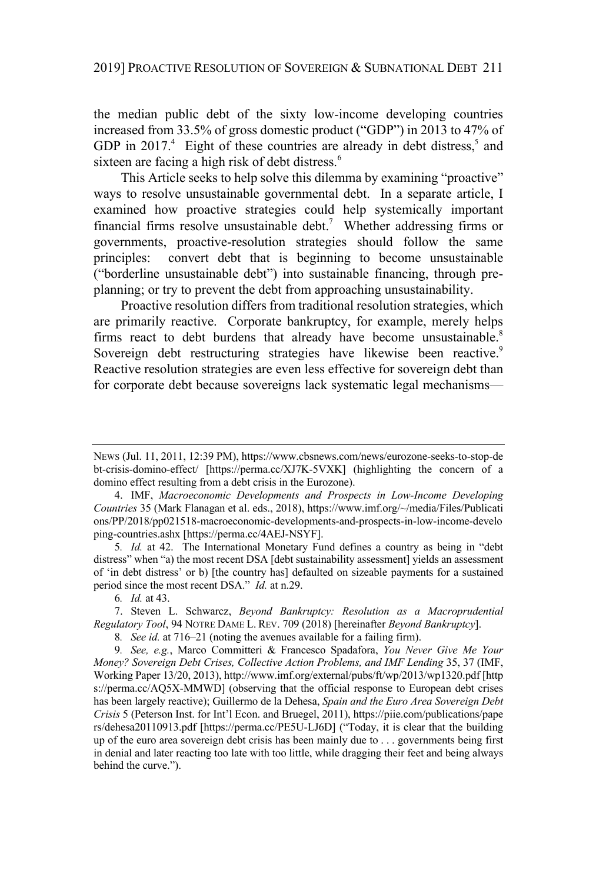the median public debt of the sixty low-income developing countries increased from 33.5% of gross domestic product ("GDP") in 2013 to 47% of GDP in 2017.[4] Eight of these countries are already in debt distress,[5] and sixteen are facing a high risk of debt distress.[6]

This Article seeks to help solve this dilemma by examining "proactive" ways to resolve unsustainable governmental debt. In a separate article, I examined how proactive strategies could help systemically important financial firms resolve unsustainable debt.[7] Whether addressing firms or governments, proactive-resolution strategies should follow the same principles: convert debt that is beginning to become unsustainable ("borderline unsustainable debt") into sustainable financing, through pre-planning; or try to prevent the debt from approaching unsustainability.

Proactive resolution differs from traditional resolution strategies, which are primarily reactive. Corporate bankruptcy, for example, merely helps firms react to debt burdens that already have become unsustainable.[8] Sovereign debt restructuring strategies have likewise been reactive.[9] Reactive resolution strategies are even less effective for sovereign debt than for corporate debt because sovereigns lack systematic legal mechanisms—

---

NEWS (Jul. 11, 2011, 12:39 PM), https://www.cbsnews.com/news/eurozone-seeks-to-stop-debt-crisis-domino-effect/ [https://perma.cc/XJ7K-5VXK] (highlighting the concern of a domino effect resulting from a debt crisis in the Eurozone).

4. IMF, *Macroeconomic Developments and Prospects in Low-Income Developing Countries* 35 (Mark Flanagan et al. eds., 2018), https://www.imf.org/~/media/Files/Publications/PP/2018/pp021518-macroeconomic-developments-and-prospects-in-low-income-developing-countries.ashx [https://perma.cc/4AEJ-NSYF].

5. *Id.* at 42. The International Monetary Fund defines a country as being in "debt distress" when "a) the most recent DSA [debt sustainability assessment] yields an assessment of 'in debt distress' or b) [the country has] defaulted on sizeable payments for a sustained period since the most recent DSA." *Id.* at n.29.

6. *Id.* at 43.

7. Steven L. Schwarcz, *Beyond Bankruptcy: Resolution as a Macroprudential Regulatory Tool*, 94 NOTRE DAME L. REV. 709 (2018) [hereinafter *Beyond Bankruptcy*].

8. *See id.* at 716–21 (noting the avenues available for a failing firm).

9. *See, e.g.*, Marco Committeri & Francesco Spadafora, *You Never Give Me Your Money? Sovereign Debt Crises, Collective Action Problems, and IMF Lending* 35, 37 (IMF, Working Paper 13/20, 2013), http://www.imf.org/external/pubs/ft/wp/2013/wp1320.pdf [https://perma.cc/AQ5X-MMWD] (observing that the official response to European debt crises has been largely reactive); Guillermo de la Dehesa, *Spain and the Euro Area Sovereign Debt Crisis* 5 (Peterson Inst. for Int'l Econ. and Bruegel, 2011), https://piie.com/publications/papers/dehesa20110913.pdf [https://perma.cc/PE5U-LJ6D] ("Today, it is clear that the building up of the euro area sovereign debt crisis has been mainly due to . . . governments being first in denial and later reacting too late with too little, while dragging their feet and being always behind the curve.").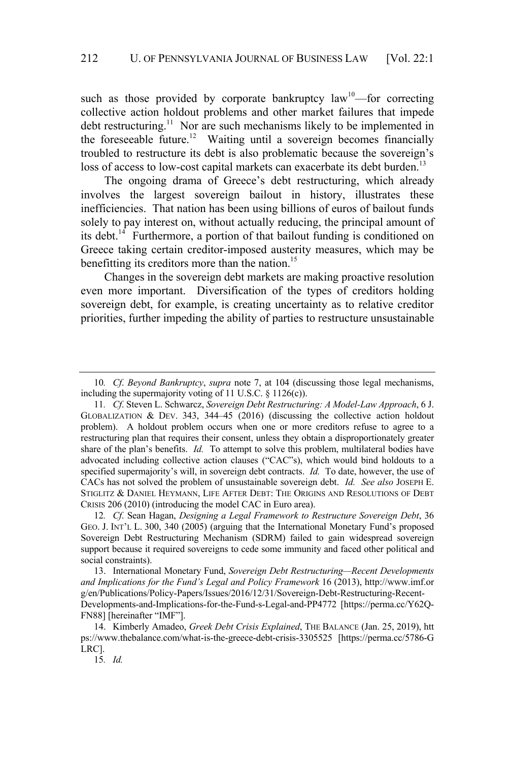such as those provided by corporate bankruptcy law[10]—for correcting collective action holdout problems and other market failures that impede debt restructuring.[11] Nor are such mechanisms likely to be implemented in the foreseeable future.[12] Waiting until a sovereign becomes financially troubled to restructure its debt is also problematic because the sovereign's loss of access to low-cost capital markets can exacerbate its debt burden.[13]

The ongoing drama of Greece's debt restructuring, which already involves the largest sovereign bailout in history, illustrates these inefficiencies. That nation has been using billions of euros of bailout funds solely to pay interest on, without actually reducing, the principal amount of its debt.[14] Furthermore, a portion of that bailout funding is conditioned on Greece taking certain creditor-imposed austerity measures, which may be benefitting its creditors more than the nation.[15]

Changes in the sovereign debt markets are making proactive resolution even more important. Diversification of the types of creditors holding sovereign debt, for example, is creating uncertainty as to relative creditor priorities, further impeding the ability of parties to restructure unsustainable

---

10. *Cf. Beyond Bankruptcy*, *supra* note 7, at 104 (discussing those legal mechanisms, including the supermajority voting of 11 U.S.C. § 1126(c)).

11. *Cf.* Steven L. Schwarcz, *Sovereign Debt Restructuring: A Model-Law Approach*, 6 J. GLOBALIZATION & DEV. 343, 344–45 (2016) (discussing the collective action holdout problem). A holdout problem occurs when one or more creditors refuse to agree to a restructuring plan that requires their consent, unless they obtain a disproportionately greater share of the plan's benefits. *Id.* To attempt to solve this problem, multilateral bodies have advocated including collective action clauses ("CAC"s), which would bind holdouts to a specified supermajority's will, in sovereign debt contracts. *Id.* To date, however, the use of CACs has not solved the problem of unsustainable sovereign debt. *Id. See also* JOSEPH E. STIGLITZ & DANIEL HEYMANN, LIFE AFTER DEBT: THE ORIGINS AND RESOLUTIONS OF DEBT CRISIS 206 (2010) (introducing the model CAC in Euro area).

12. *Cf.* Sean Hagan, *Designing a Legal Framework to Restructure Sovereign Debt*, 36 GEO. J. INT'L L. 300, 340 (2005) (arguing that the International Monetary Fund's proposed Sovereign Debt Restructuring Mechanism (SDRM) failed to gain widespread sovereign support because it required sovereigns to cede some immunity and faced other political and social constraints).

13. International Monetary Fund, *Sovereign Debt Restructuring—Recent Developments and Implications for the Fund's Legal and Policy Framework* 16 (2013), http://www.imf.org/en/Publications/Policy-Papers/Issues/2016/12/31/Sovereign-Debt-Restructuring-Recent-Developments-and-Implications-for-the-Fund-s-Legal-and-PP4772 [https://perma.cc/Y62Q-FN88] [hereinafter "IMF"].

14. Kimberly Amadeo, *Greek Debt Crisis Explained*, THE BALANCE (Jan. 25, 2019), https://www.thebalance.com/what-is-the-greece-debt-crisis-3305525 [https://perma.cc/5786-GLRC].

15. *Id.*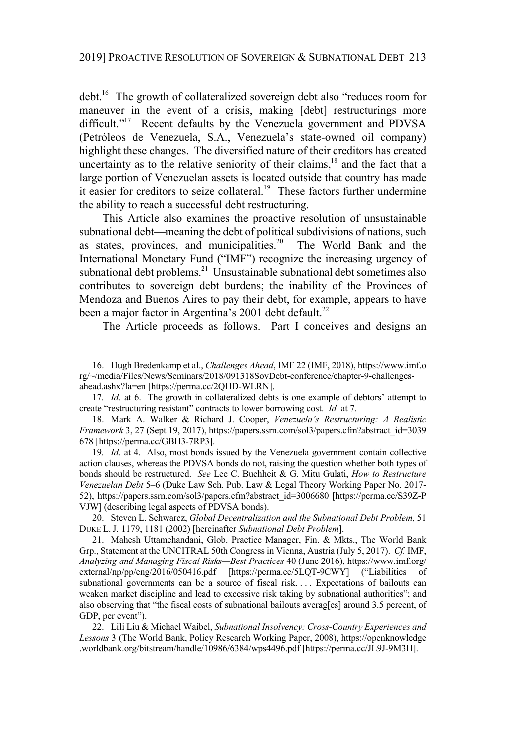debt.[16] The growth of collateralized sovereign debt also "reduces room for maneuver in the event of a crisis, making [debt] restructurings more difficult."[17] Recent defaults by the Venezuela government and PDVSA (Petróleos de Venezuela, S.A., Venezuela's state-owned oil company) highlight these changes. The diversified nature of their creditors has created uncertainty as to the relative seniority of their claims,[18] and the fact that a large portion of Venezuelan assets is located outside that country has made it easier for creditors to seize collateral.[19] These factors further undermine the ability to reach a successful debt restructuring.

This Article also examines the proactive resolution of unsustainable subnational debt—meaning the debt of political subdivisions of nations, such as states, provinces, and municipalities.[20] The World Bank and the International Monetary Fund ("IMF") recognize the increasing urgency of subnational debt problems.[21] Unsustainable subnational debt sometimes also contributes to sovereign debt burdens; the inability of the Provinces of Mendoza and Buenos Aires to pay their debt, for example, appears to have been a major factor in Argentina's 2001 debt default.[22]

The Article proceeds as follows. Part I conceives and designs an

---

16. Hugh Bredenkamp et al., *Challenges Ahead*, IMF 22 (IMF, 2018), https://www.imf.org/~/media/Files/News/Seminars/2018/091318SovDebt-conference/chapter-9-challenges-ahead.ashx?la=en [https://perma.cc/2QHD-WLRN].

17. *Id.* at 6. The growth in collateralized debts is one example of debtors' attempt to create "restructuring resistant" contracts to lower borrowing cost. *Id.* at 7.

18. Mark A. Walker & Richard J. Cooper, *Venezuela's Restructuring: A Realistic Framework* 3, 27 (Sept 19, 2017), https://papers.ssrn.com/sol3/papers.cfm?abstract_id=3039678 [https://perma.cc/GBH3-7RP3].

19. *Id.* at 4. Also, most bonds issued by the Venezuela government contain collective action clauses, whereas the PDVSA bonds do not, raising the question whether both types of bonds should be restructured. *See* Lee C. Buchheit & G. Mitu Gulati, *How to Restructure Venezuelan Debt* 5–6 (Duke Law Sch. Pub. Law & Legal Theory Working Paper No. 2017-52), https://papers.ssrn.com/sol3/papers.cfm?abstract_id=3006680 [https://perma.cc/S39Z-PVJW] (describing legal aspects of PDVSA bonds).

20. Steven L. Schwarcz, *Global Decentralization and the Subnational Debt Problem*, 51 DUKE L. J. 1179, 1181 (2002) [hereinafter *Subnational Debt Problem*].

21. Mahesh Uttamchandani, Glob. Practice Manager, Fin. & Mkts., The World Bank Grp., Statement at the UNCITRAL 50th Congress in Vienna, Austria (July 5, 2017). *Cf.* IMF, *Analyzing and Managing Fiscal Risks—Best Practices* 40 (June 2016), https://www.imf.org/external/np/pp/eng/2016/050416.pdf [https://perma.cc/5LQT-9CWY] ("Liabilities of subnational governments can be a source of fiscal risk. . . . Expectations of bailouts can weaken market discipline and lead to excessive risk taking by subnational authorities"; and also observing that "the fiscal costs of subnational bailouts averag[es] around 3.5 percent, of GDP, per event").

22. Lili Liu & Michael Waibel, *Subnational Insolvency: Cross-Country Experiences and Lessons* 3 (The World Bank, Policy Research Working Paper, 2008), https://openknowledge.worldbank.org/bitstream/handle/10986/6384/wps4496.pdf [https://perma.cc/JL9J-9M3H].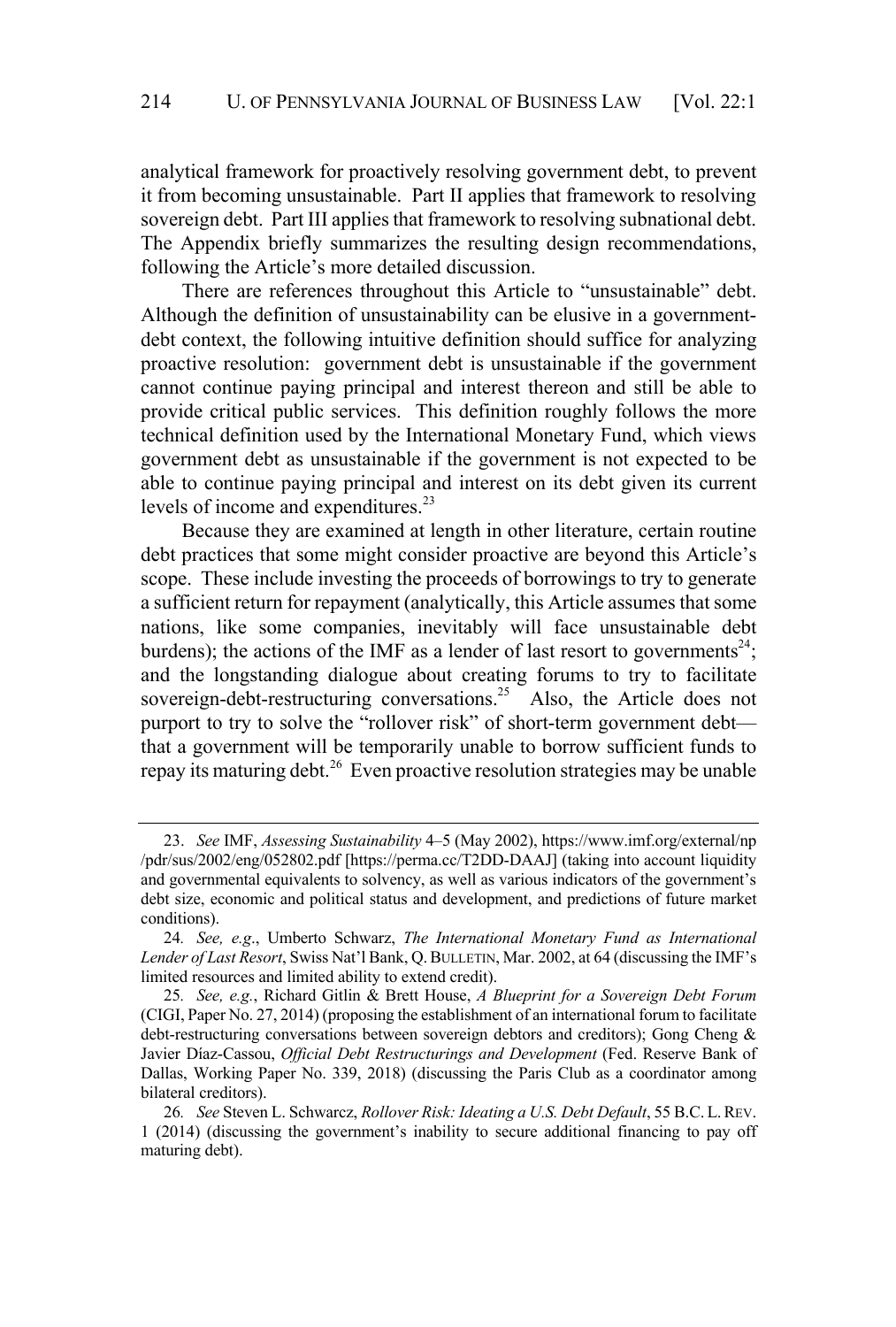analytical framework for proactively resolving government debt, to prevent it from becoming unsustainable. Part II applies that framework to resolving sovereign debt. Part III applies that framework to resolving subnational debt. The Appendix briefly summarizes the resulting design recommendations, following the Article's more detailed discussion.

There are references throughout this Article to "unsustainable" debt. Although the definition of unsustainability can be elusive in a government-debt context, the following intuitive definition should suffice for analyzing proactive resolution: government debt is unsustainable if the government cannot continue paying principal and interest thereon and still be able to provide critical public services. This definition roughly follows the more technical definition used by the International Monetary Fund, which views government debt as unsustainable if the government is not expected to be able to continue paying principal and interest on its debt given its current levels of income and expenditures.[23]

Because they are examined at length in other literature, certain routine debt practices that some might consider proactive are beyond this Article's scope. These include investing the proceeds of borrowings to try to generate a sufficient return for repayment (analytically, this Article assumes that some nations, like some companies, inevitably will face unsustainable debt burdens); the actions of the IMF as a lender of last resort to governments[24]; and the longstanding dialogue about creating forums to try to facilitate sovereign-debt-restructuring conversations.[25] Also, the Article does not purport to try to solve the "rollover risk" of short-term government debt—that a government will be temporarily unable to borrow sufficient funds to repay its maturing debt.[26] Even proactive resolution strategies may be unable

---

23. *See* IMF, *Assessing Sustainability* 4–5 (May 2002), https://www.imf.org/external/np/pdr/sus/2002/eng/052802.pdf [https://perma.cc/T2DD-DAAJ] (taking into account liquidity and governmental equivalents to solvency, as well as various indicators of the government's debt size, economic and political status and development, and predictions of future market conditions).

24. *See, e.g.*, Umberto Schwarz, *The International Monetary Fund as International Lender of Last Resort*, Swiss Nat'l Bank, Q. BULLETIN, Mar. 2002, at 64 (discussing the IMF's limited resources and limited ability to extend credit).

25. *See, e.g.*, Richard Gitlin & Brett House, *A Blueprint for a Sovereign Debt Forum* (CIGI, Paper No. 27, 2014) (proposing the establishment of an international forum to facilitate debt-restructuring conversations between sovereign debtors and creditors); Gong Cheng & Javier Díaz-Cassou, *Official Debt Restructurings and Development* (Fed. Reserve Bank of Dallas, Working Paper No. 339, 2018) (discussing the Paris Club as a coordinator among bilateral creditors).

26. *See* Steven L. Schwarcz, *Rollover Risk: Ideating a U.S. Debt Default*, 55 B.C. L. REV. 1 (2014) (discussing the government's inability to secure additional financing to pay off maturing debt).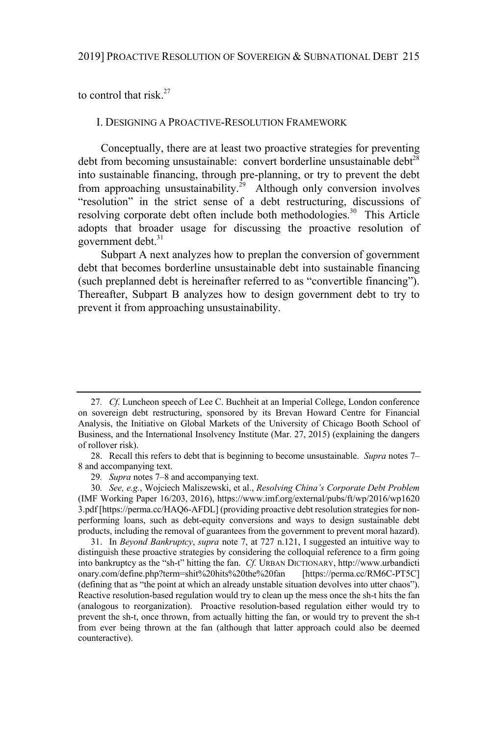to control that risk.[27]

## I. DESIGNING A PROACTIVE-RESOLUTION FRAMEWORK

Conceptually, there are at least two proactive strategies for preventing debt from becoming unsustainable: convert borderline unsustainable debt[28] into sustainable financing, through pre-planning, or try to prevent the debt from approaching unsustainability.[29] Although only conversion involves "resolution" in the strict sense of a debt restructuring, discussions of resolving corporate debt often include both methodologies.[30] This Article adopts that broader usage for discussing the proactive resolution of government debt.[31]

Subpart A next analyzes how to preplan the conversion of government debt that becomes borderline unsustainable debt into sustainable financing (such preplanned debt is hereinafter referred to as "convertible financing"). Thereafter, Subpart B analyzes how to design government debt to try to prevent it from approaching unsustainability.

---

27. *Cf.* Luncheon speech of Lee C. Buchheit at an Imperial College, London conference on sovereign debt restructuring, sponsored by its Brevan Howard Centre for Financial Analysis, the Initiative on Global Markets of the University of Chicago Booth School of Business, and the International Insolvency Institute (Mar. 27, 2015) (explaining the dangers of rollover risk).

28. Recall this refers to debt that is beginning to become unsustainable. *Supra* notes 7–8 and accompanying text.

29. *Supra* notes 7–8 and accompanying text.

30. *See, e.g.*, Wojciech Maliszewski, et al., *Resolving China's Corporate Debt Problem* (IMF Working Paper 16/203, 2016), https://www.imf.org/external/pubs/ft/wp/2016/wp16203.pdf [https://perma.cc/HAQ6-AFDL] (providing proactive debt resolution strategies for non-performing loans, such as debt-equity conversions and ways to design sustainable debt products, including the removal of guarantees from the government to prevent moral hazard).

31. In *Beyond Bankruptcy*, *supra* note 7, at 727 n.121, I suggested an intuitive way to distinguish these proactive strategies by considering the colloquial reference to a firm going into bankruptcy as the "sh-t" hitting the fan. *Cf.* URBAN DICTIONARY, http://www.urbandictionary.com/define.php?term=shit%20hits%20the%20fan [https://perma.cc/RM6C-PT5C] (defining that as "the point at which an already unstable situation devolves into utter chaos"). Reactive resolution-based regulation would try to clean up the mess once the sh-t hits the fan (analogous to reorganization). Proactive resolution-based regulation either would try to prevent the sh-t, once thrown, from actually hitting the fan, or would try to prevent the sh-t from ever being thrown at the fan (although that latter approach could also be deemed counteractive).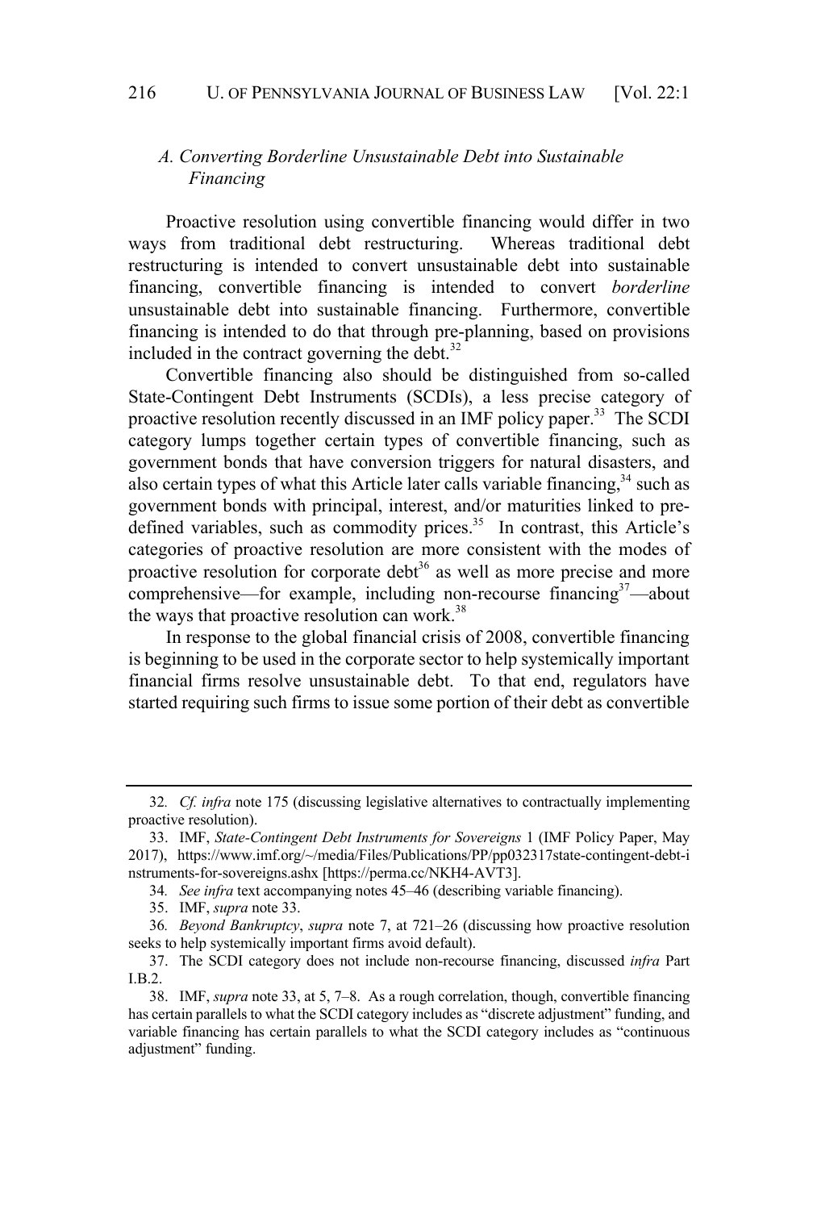### *A. Converting Borderline Unsustainable Debt into Sustainable Financing*

Proactive resolution using convertible financing would differ in two ways from traditional debt restructuring. Whereas traditional debt restructuring is intended to convert unsustainable debt into sustainable financing, convertible financing is intended to convert *borderline* unsustainable debt into sustainable financing. Furthermore, convertible financing is intended to do that through pre-planning, based on provisions included in the contract governing the debt.[32]

Convertible financing also should be distinguished from so-called State-Contingent Debt Instruments (SCDIs), a less precise category of proactive resolution recently discussed in an IMF policy paper.[33] The SCDI category lumps together certain types of convertible financing, such as government bonds that have conversion triggers for natural disasters, and also certain types of what this Article later calls variable financing,[34] such as government bonds with principal, interest, and/or maturities linked to pre-defined variables, such as commodity prices.[35] In contrast, this Article's categories of proactive resolution are more consistent with the modes of proactive resolution for corporate debt[36] as well as more precise and more comprehensive—for example, including non-recourse financing[37]—about the ways that proactive resolution can work.[38]

In response to the global financial crisis of 2008, convertible financing is beginning to be used in the corporate sector to help systemically important financial firms resolve unsustainable debt. To that end, regulators have started requiring such firms to issue some portion of their debt as convertible

---

32. *Cf. infra* note 175 (discussing legislative alternatives to contractually implementing proactive resolution).

33. IMF, *State-Contingent Debt Instruments for Sovereigns* 1 (IMF Policy Paper, May 2017), https://www.imf.org/~/media/Files/Publications/PP/pp032317state-contingent-debt-instruments-for-sovereigns.ashx [https://perma.cc/NKH4-AVT3].

34. *See infra* text accompanying notes 45–46 (describing variable financing).

35. IMF, *supra* note 33.

36. *Beyond Bankruptcy*, *supra* note 7, at 721–26 (discussing how proactive resolution seeks to help systemically important firms avoid default).

37. The SCDI category does not include non-recourse financing, discussed *infra* Part I.B.2.

38. IMF, *supra* note 33, at 5, 7–8. As a rough correlation, though, convertible financing has certain parallels to what the SCDI category includes as "discrete adjustment" funding, and variable financing has certain parallels to what the SCDI category includes as "continuous adjustment" funding.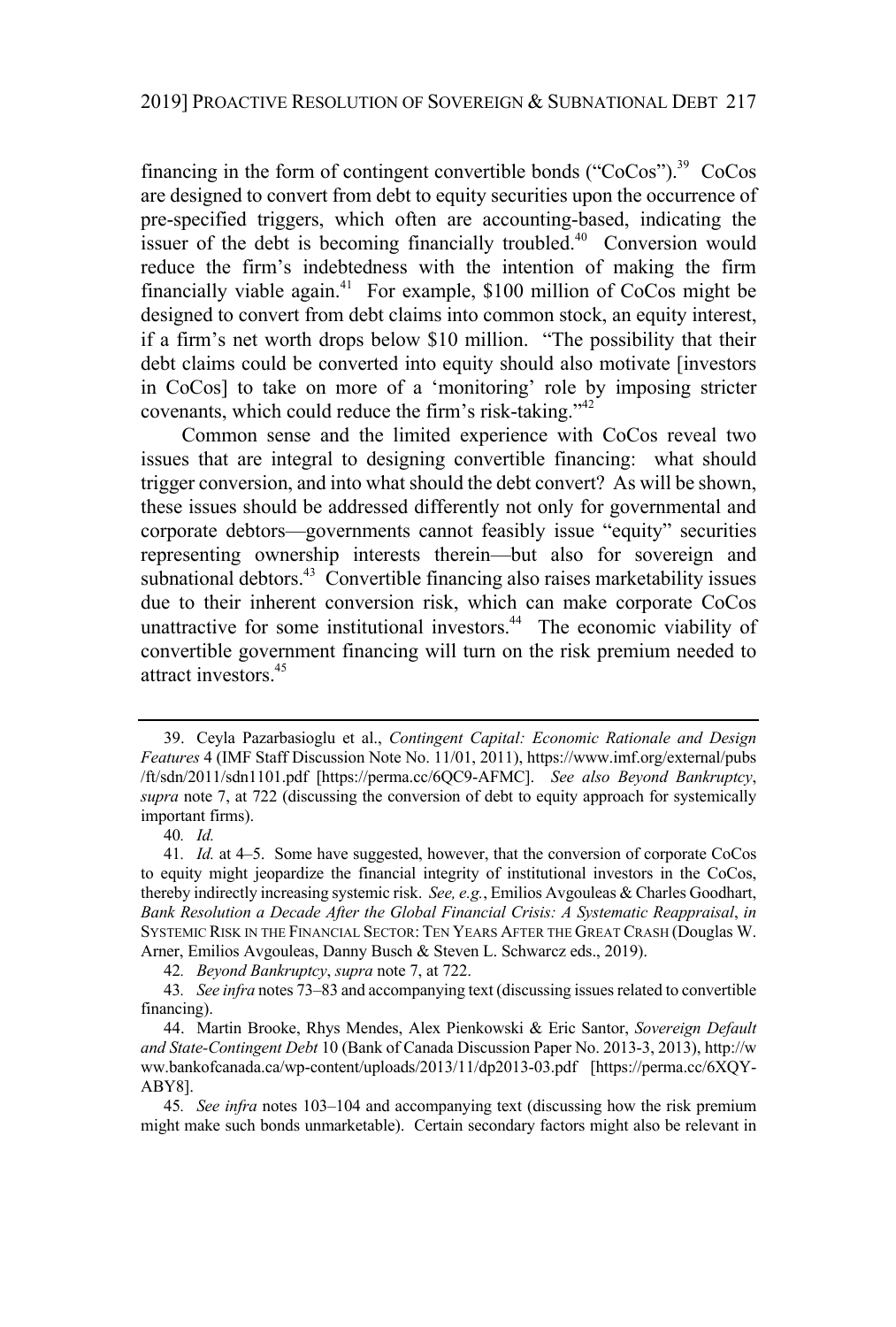financing in the form of contingent convertible bonds ("CoCos").[39] CoCos are designed to convert from debt to equity securities upon the occurrence of pre-specified triggers, which often are accounting-based, indicating the issuer of the debt is becoming financially troubled.[40] Conversion would reduce the firm's indebtedness with the intention of making the firm financially viable again.[41] For example, $100 million of CoCos might be designed to convert from debt claims into common stock, an equity interest, if a firm's net worth drops below $10 million. "The possibility that their debt claims could be converted into equity should also motivate [investors in CoCos] to take on more of a 'monitoring' role by imposing stricter covenants, which could reduce the firm's risk-taking."[42]

Common sense and the limited experience with CoCos reveal two issues that are integral to designing convertible financing: what should trigger conversion, and into what should the debt convert? As will be shown, these issues should be addressed differently not only for governmental and corporate debtors—governments cannot feasibly issue "equity" securities representing ownership interests therein—but also for sovereign and subnational debtors.[43] Convertible financing also raises marketability issues due to their inherent conversion risk, which can make corporate CoCos unattractive for some institutional investors.[44] The economic viability of convertible government financing will turn on the risk premium needed to attract investors.[45]

---

39. Ceyla Pazarbasioglu et al., *Contingent Capital: Economic Rationale and Design Features* 4 (IMF Staff Discussion Note No. 11/01, 2011), https://www.imf.org/external/pubs/ft/sdn/2011/sdn1101.pdf [https://perma.cc/6QC9-AFMC]. *See also Beyond Bankruptcy*, *supra* note 7, at 722 (discussing the conversion of debt to equity approach for systemically important firms).

40. *Id.*

41. *Id.* at 4–5. Some have suggested, however, that the conversion of corporate CoCos to equity might jeopardize the financial integrity of institutional investors in the CoCos, thereby indirectly increasing systemic risk. *See, e.g.*, Emilios Avgouleas & Charles Goodhart, *Bank Resolution a Decade After the Global Financial Crisis: A Systematic Reappraisal*, *in* SYSTEMIC RISK IN THE FINANCIAL SECTOR: TEN YEARS AFTER THE GREAT CRASH (Douglas W. Arner, Emilios Avgouleas, Danny Busch & Steven L. Schwarcz eds., 2019).

42. *Beyond Bankruptcy*, *supra* note 7, at 722.

43. *See infra* notes 73–83 and accompanying text (discussing issues related to convertible financing).

44. Martin Brooke, Rhys Mendes, Alex Pienkowski & Eric Santor, *Sovereign Default and State-Contingent Debt* 10 (Bank of Canada Discussion Paper No. 2013-3, 2013), http://www.bankofcanada.ca/wp-content/uploads/2013/11/dp2013-03.pdf [https://perma.cc/6XQY-ABY8].

45. *See infra* notes 103–104 and accompanying text (discussing how the risk premium might make such bonds unmarketable). Certain secondary factors might also be relevant in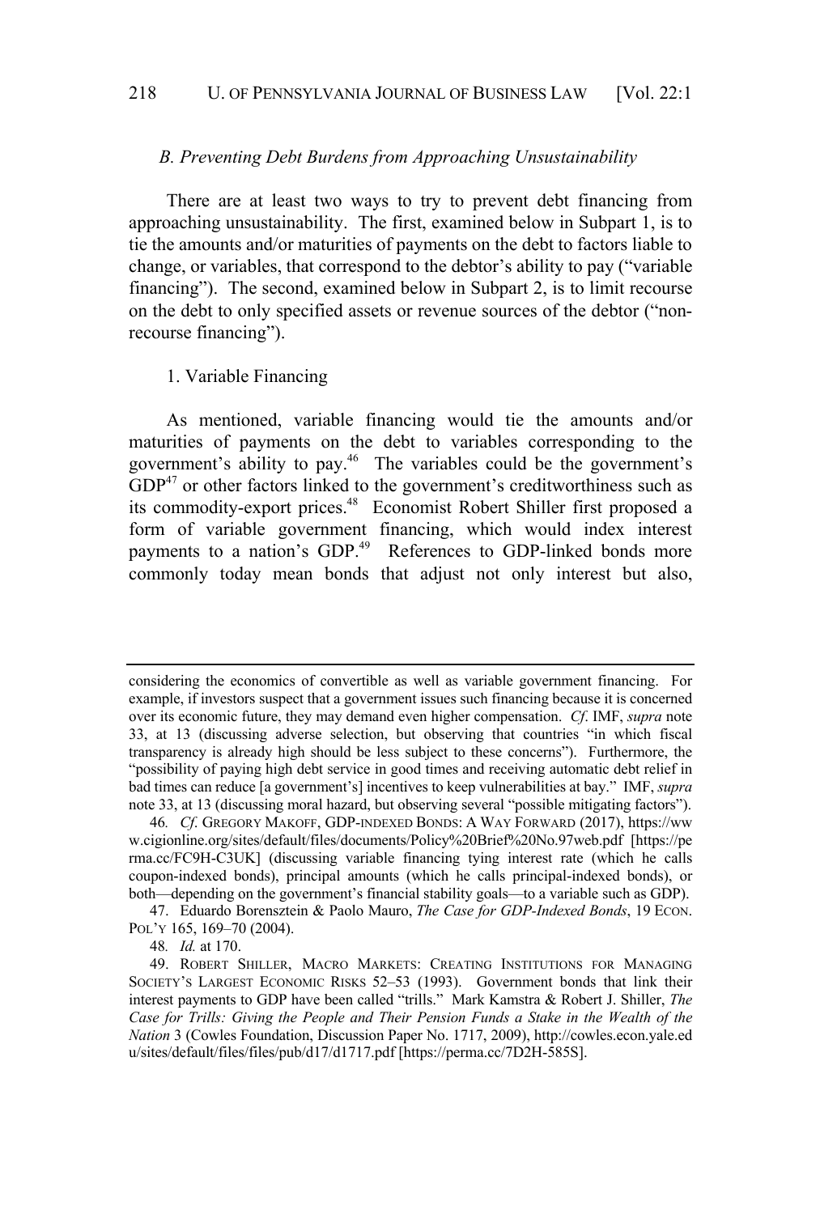### *B. Preventing Debt Burdens from Approaching Unsustainability*

There are at least two ways to try to prevent debt financing from approaching unsustainability. The first, examined below in Subpart 1, is to tie the amounts and/or maturities of payments on the debt to factors liable to change, or variables, that correspond to the debtor's ability to pay ("variable financing"). The second, examined below in Subpart 2, is to limit recourse on the debt to only specified assets or revenue sources of the debtor ("non-recourse financing").

#### 1. Variable Financing

As mentioned, variable financing would tie the amounts and/or maturities of payments on the debt to variables corresponding to the government's ability to pay.[46] The variables could be the government's GDP[47] or other factors linked to the government's creditworthiness such as its commodity-export prices.[48] Economist Robert Shiller first proposed a form of variable government financing, which would index interest payments to a nation's GDP.[49] References to GDP-linked bonds more commonly today mean bonds that adjust not only interest but also,

---

considering the economics of convertible as well as variable government financing. For example, if investors suspect that a government issues such financing because it is concerned over its economic future, they may demand even higher compensation. *Cf*. IMF, *supra* note 33, at 13 (discussing adverse selection, but observing that countries "in which fiscal transparency is already high should be less subject to these concerns"). Furthermore, the "possibility of paying high debt service in good times and receiving automatic debt relief in bad times can reduce [a government's] incentives to keep vulnerabilities at bay." IMF, *supra* note 33, at 13 (discussing moral hazard, but observing several "possible mitigating factors").

46. *Cf*. GREGORY MAKOFF, GDP-INDEXED BONDS: A WAY FORWARD (2017), https://www.cigionline.org/sites/default/files/documents/Policy%20Brief%20No.97web.pdf [https://perma.cc/FC9H-C3UK] (discussing variable financing tying interest rate (which he calls coupon-indexed bonds), principal amounts (which he calls principal-indexed bonds), or both—depending on the government's financial stability goals—to a variable such as GDP).

47. Eduardo Borensztein & Paolo Mauro, *The Case for GDP-Indexed Bonds*, 19 ECON. POL'Y 165, 169–70 (2004).

48. *Id.* at 170.

49. ROBERT SHILLER, MACRO MARKETS: CREATING INSTITUTIONS FOR MANAGING SOCIETY'S LARGEST ECONOMIC RISKS 52–53 (1993). Government bonds that link their interest payments to GDP have been called "trills." Mark Kamstra & Robert J. Shiller, *The Case for Trills: Giving the People and Their Pension Funds a Stake in the Wealth of the Nation* 3 (Cowles Foundation, Discussion Paper No. 1717, 2009), http://cowles.econ.yale.edu/sites/default/files/files/pub/d17/d1717.pdf [https://perma.cc/7D2H-585S].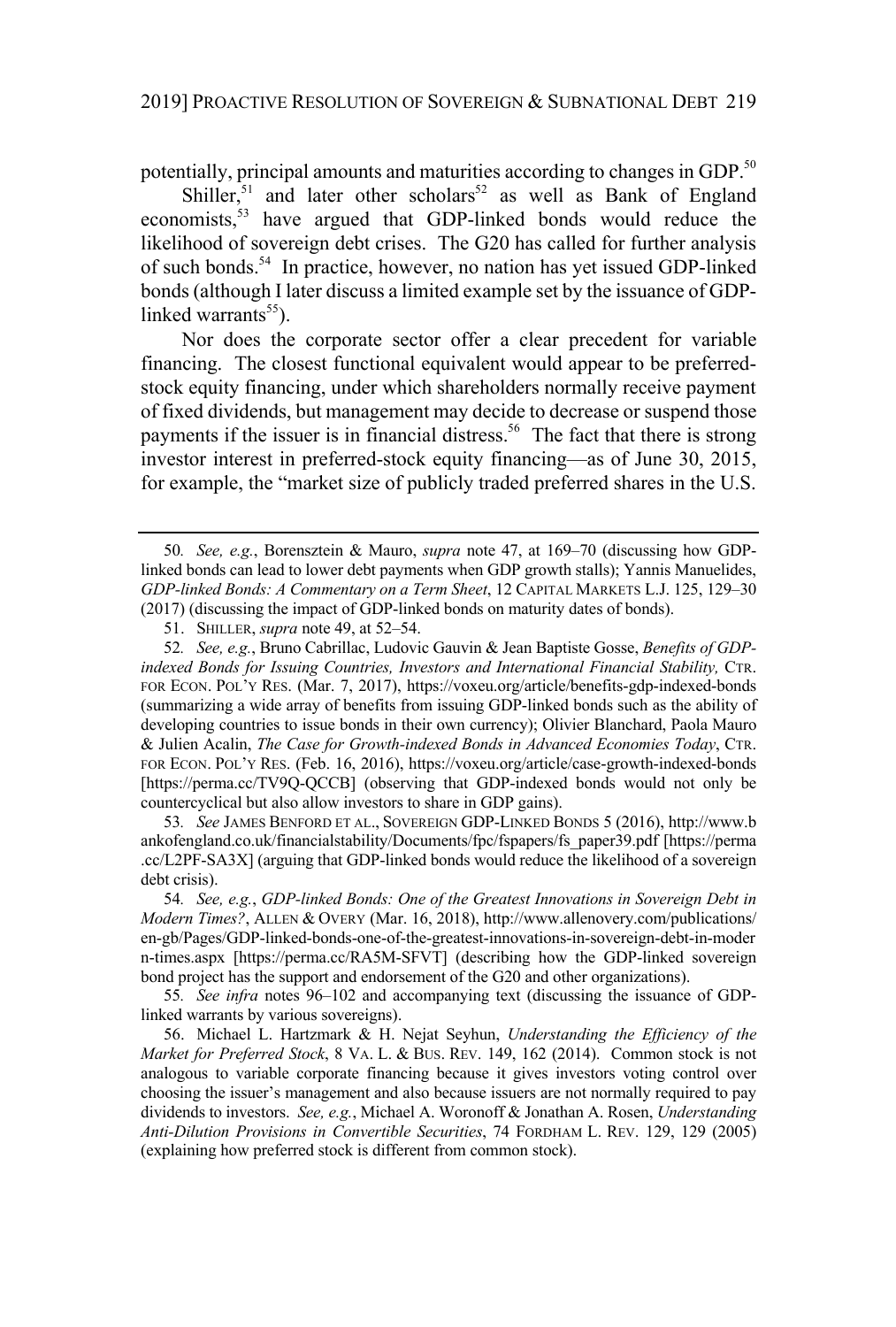potentially, principal amounts and maturities according to changes in GDP.[50]

Shiller,[51] and later other scholars[52] as well as Bank of England economists,[53] have argued that GDP-linked bonds would reduce the likelihood of sovereign debt crises. The G20 has called for further analysis of such bonds.[54] In practice, however, no nation has yet issued GDP-linked bonds (although I later discuss a limited example set by the issuance of GDP-linked warrants[55]).

Nor does the corporate sector offer a clear precedent for variable financing. The closest functional equivalent would appear to be preferred-stock equity financing, under which shareholders normally receive payment of fixed dividends, but management may decide to decrease or suspend those payments if the issuer is in financial distress.[56] The fact that there is strong investor interest in preferred-stock equity financing—as of June 30, 2015, for example, the "market size of publicly traded preferred shares in the U.S.

---

50. *See, e.g.*, Borensztein & Mauro, *supra* note 47, at 169–70 (discussing how GDP-linked bonds can lead to lower debt payments when GDP growth stalls); Yannis Manuelides, *GDP-linked Bonds: A Commentary on a Term Sheet*, 12 CAPITAL MARKETS L.J. 125, 129–30 (2017) (discussing the impact of GDP-linked bonds on maturity dates of bonds).

51. SHILLER, *supra* note 49, at 52–54.

52. *See, e.g.*, Bruno Cabrillac, Ludovic Gauvin & Jean Baptiste Gosse, *Benefits of GDP-indexed Bonds for Issuing Countries, Investors and International Financial Stability,* CTR. FOR ECON. POL'Y RES. (Mar. 7, 2017), https://voxeu.org/article/benefits-gdp-indexed-bonds (summarizing a wide array of benefits from issuing GDP-linked bonds such as the ability of developing countries to issue bonds in their own currency); Olivier Blanchard, Paola Mauro & Julien Acalin, *The Case for Growth-indexed Bonds in Advanced Economies Today*, CTR. FOR ECON. POL'Y RES. (Feb. 16, 2016), https://voxeu.org/article/case-growth-indexed-bonds [https://perma.cc/TV9Q-QCCB] (observing that GDP-indexed bonds would not only be countercyclical but also allow investors to share in GDP gains).

53. *See* JAMES BENFORD ET AL., SOVEREIGN GDP-LINKED BONDS 5 (2016), http://www.bankofengland.co.uk/financialstability/Documents/fpc/fspapers/fs_paper39.pdf [https://perma.cc/L2PF-SA3X] (arguing that GDP-linked bonds would reduce the likelihood of a sovereign debt crisis).

54. *See, e.g.*, *GDP-linked Bonds: One of the Greatest Innovations in Sovereign Debt in Modern Times?*, ALLEN & OVERY (Mar. 16, 2018), http://www.allenovery.com/publications/en-gb/Pages/GDP-linked-bonds-one-of-the-greatest-innovations-in-sovereign-debt-in-modern-times.aspx [https://perma.cc/RA5M-SFVT] (describing how the GDP-linked sovereign bond project has the support and endorsement of the G20 and other organizations).

55. *See infra* notes 96–102 and accompanying text (discussing the issuance of GDP-linked warrants by various sovereigns).

56. Michael L. Hartzmark & H. Nejat Seyhun, *Understanding the Efficiency of the Market for Preferred Stock*, 8 VA. L. & BUS. REV. 149, 162 (2014). Common stock is not analogous to variable corporate financing because it gives investors voting control over choosing the issuer's management and also because issuers are not normally required to pay dividends to investors. *See, e.g.*, Michael A. Woronoff & Jonathan A. Rosen, *Understanding Anti-Dilution Provisions in Convertible Securities*, 74 FORDHAM L. REV. 129, 129 (2005) (explaining how preferred stock is different from common stock).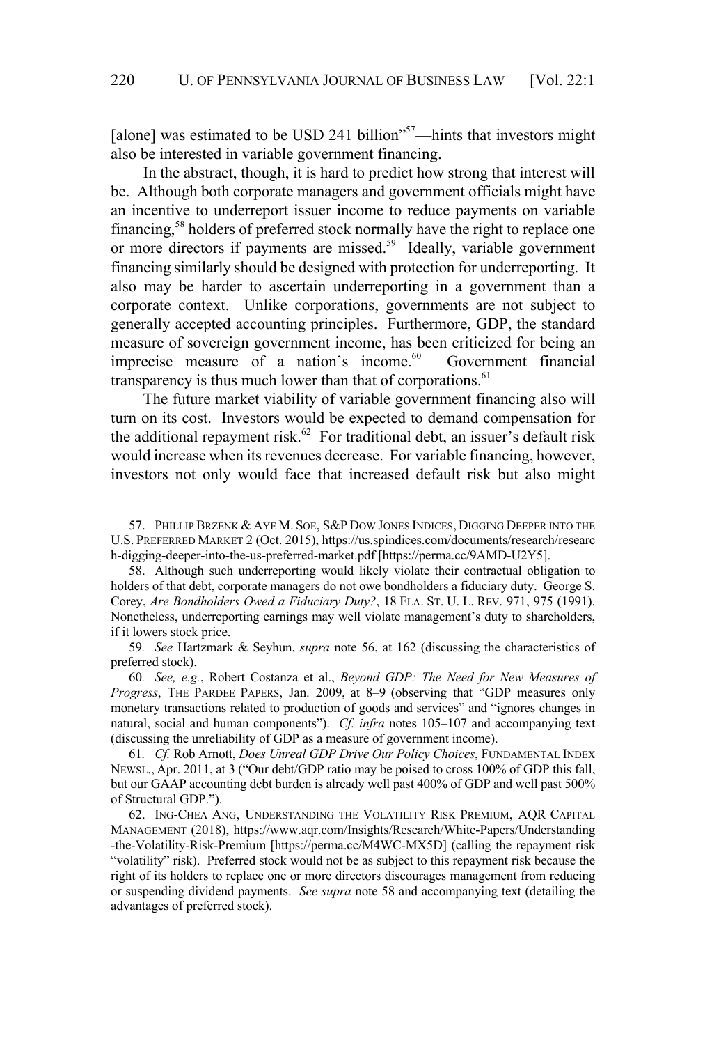[alone] was estimated to be USD 241 billion"[57]—hints that investors might also be interested in variable government financing.

In the abstract, though, it is hard to predict how strong that interest will be. Although both corporate managers and government officials might have an incentive to underreport issuer income to reduce payments on variable financing,[58] holders of preferred stock normally have the right to replace one or more directors if payments are missed.[59] Ideally, variable government financing similarly should be designed with protection for underreporting. It also may be harder to ascertain underreporting in a government than a corporate context. Unlike corporations, governments are not subject to generally accepted accounting principles. Furthermore, GDP, the standard measure of sovereign government income, has been criticized for being an imprecise measure of a nation's income.[60] Government financial transparency is thus much lower than that of corporations.[61]

The future market viability of variable government financing also will turn on its cost. Investors would be expected to demand compensation for the additional repayment risk.[62] For traditional debt, an issuer's default risk would increase when its revenues decrease. For variable financing, however, investors not only would face that increased default risk but also might

---

57. PHILLIP BRZENK & AYE M. SOE, S&P DOW JONES INDICES, DIGGING DEEPER INTO THE U.S. PREFERRED MARKET 2 (Oct. 2015), https://us.spindices.com/documents/research/research-digging-deeper-into-the-us-preferred-market.pdf [https://perma.cc/9AMD-U2Y5].

58. Although such underreporting would likely violate their contractual obligation to holders of that debt, corporate managers do not owe bondholders a fiduciary duty. George S. Corey, *Are Bondholders Owed a Fiduciary Duty?*, 18 FLA. ST. U. L. REV. 971, 975 (1991). Nonetheless, underreporting earnings may well violate management's duty to shareholders, if it lowers stock price.

59. *See* Hartzmark & Seyhun, *supra* note 56, at 162 (discussing the characteristics of preferred stock).

60. *See, e.g.*, Robert Costanza et al., *Beyond GDP: The Need for New Measures of Progress*, THE PARDEE PAPERS, Jan. 2009, at 8–9 (observing that "GDP measures only monetary transactions related to production of goods and services" and "ignores changes in natural, social and human components"). *Cf. infra* notes 105–107 and accompanying text (discussing the unreliability of GDP as a measure of government income).

61. *Cf.* Rob Arnott, *Does Unreal GDP Drive Our Policy Choices*, FUNDAMENTAL INDEX NEWSL., Apr. 2011, at 3 ("Our debt/GDP ratio may be poised to cross 100% of GDP this fall, but our GAAP accounting debt burden is already well past 400% of GDP and well past 500% of Structural GDP.").

62. ING-CHEA ANG, UNDERSTANDING THE VOLATILITY RISK PREMIUM, AQR CAPITAL MANAGEMENT (2018), https://www.aqr.com/Insights/Research/White-Papers/Understanding-the-Volatility-Risk-Premium [https://perma.cc/M4WC-MX5D] (calling the repayment risk "volatility" risk). Preferred stock would not be as subject to this repayment risk because the right of its holders to replace one or more directors discourages management from reducing or suspending dividend payments. *See supra* note 58 and accompanying text (detailing the advantages of preferred stock).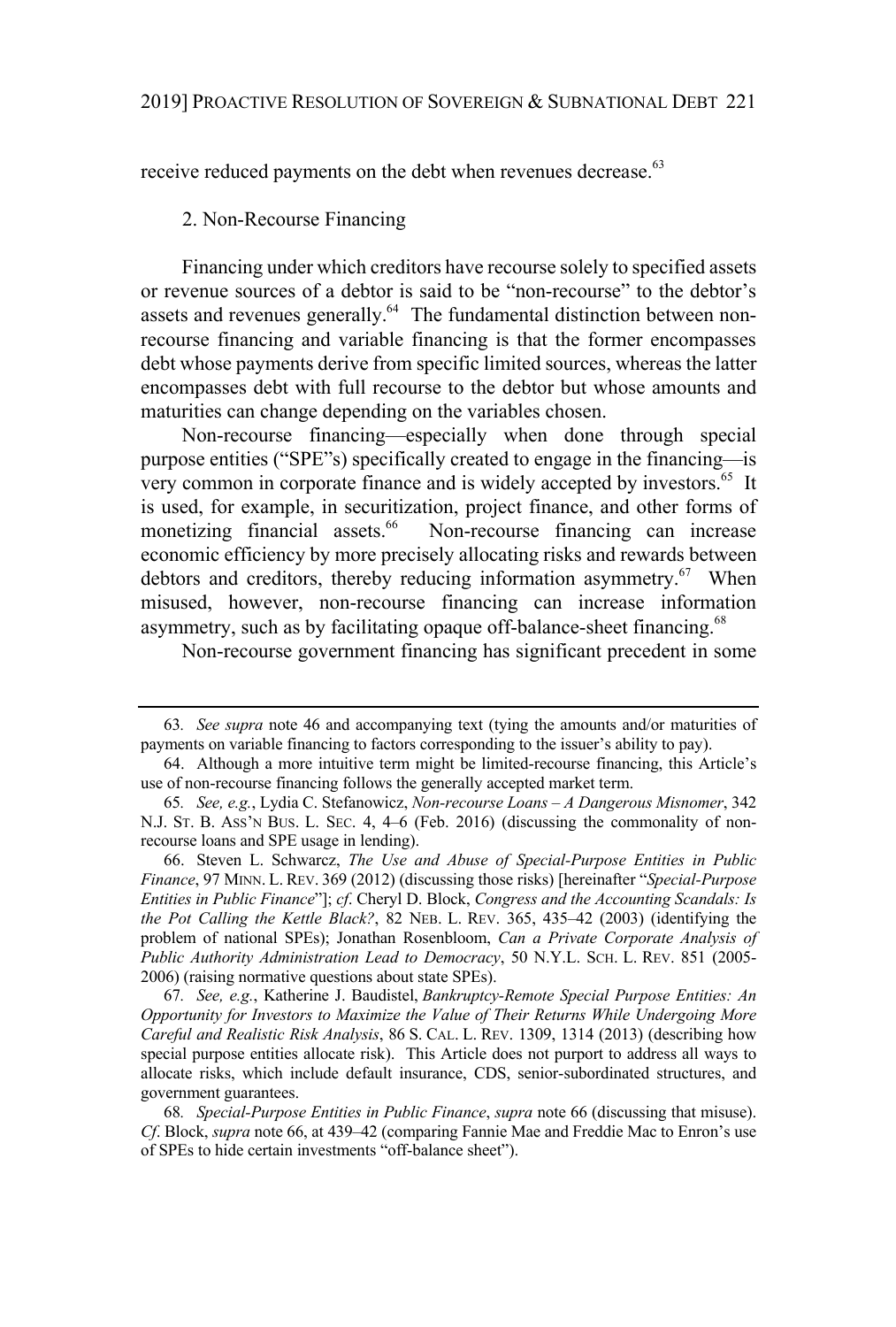receive reduced payments on the debt when revenues decrease.[63]

### 2. Non-Recourse Financing

Financing under which creditors have recourse solely to specified assets or revenue sources of a debtor is said to be "non-recourse" to the debtor's assets and revenues generally.[64] The fundamental distinction between non-recourse financing and variable financing is that the former encompasses debt whose payments derive from specific limited sources, whereas the latter encompasses debt with full recourse to the debtor but whose amounts and maturities can change depending on the variables chosen.

Non-recourse financing—especially when done through special purpose entities ("SPE"s) specifically created to engage in the financing—is very common in corporate finance and is widely accepted by investors.[65] It is used, for example, in securitization, project finance, and other forms of monetizing financial assets.[66] Non-recourse financing can increase economic efficiency by more precisely allocating risks and rewards between debtors and creditors, thereby reducing information asymmetry.[67] When misused, however, non-recourse financing can increase information asymmetry, such as by facilitating opaque off-balance-sheet financing.[68]

Non-recourse government financing has significant precedent in some

---

63. *See supra* note 46 and accompanying text (tying the amounts and/or maturities of payments on variable financing to factors corresponding to the issuer's ability to pay).

64. Although a more intuitive term might be limited-recourse financing, this Article's use of non-recourse financing follows the generally accepted market term.

65. *See, e.g.*, Lydia C. Stefanowicz, *Non-recourse Loans – A Dangerous Misnomer*, 342 N.J. ST. B. ASS'N BUS. L. SEC. 4, 4–6 (Feb. 2016) (discussing the commonality of non-recourse loans and SPE usage in lending).

66. Steven L. Schwarcz, *The Use and Abuse of Special-Purpose Entities in Public Finance*, 97 MINN. L. REV. 369 (2012) (discussing those risks) [hereinafter "*Special-Purpose Entities in Public Finance*"]; *cf*. Cheryl D. Block, *Congress and the Accounting Scandals: Is the Pot Calling the Kettle Black?*, 82 NEB. L. REV. 365, 435–42 (2003) (identifying the problem of national SPEs); Jonathan Rosenbloom, *Can a Private Corporate Analysis of Public Authority Administration Lead to Democracy*, 50 N.Y.L. SCH. L. REV. 851 (2005-2006) (raising normative questions about state SPEs).

67. *See, e.g.*, Katherine J. Baudistel, *Bankruptcy-Remote Special Purpose Entities: An Opportunity for Investors to Maximize the Value of Their Returns While Undergoing More Careful and Realistic Risk Analysis*, 86 S. CAL. L. REV. 1309, 1314 (2013) (describing how special purpose entities allocate risk). This Article does not purport to address all ways to allocate risks, which include default insurance, CDS, senior-subordinated structures, and government guarantees.

68. *Special-Purpose Entities in Public Finance*, *supra* note 66 (discussing that misuse). *Cf*. Block, *supra* note 66, at 439–42 (comparing Fannie Mae and Freddie Mac to Enron's use of SPEs to hide certain investments "off-balance sheet").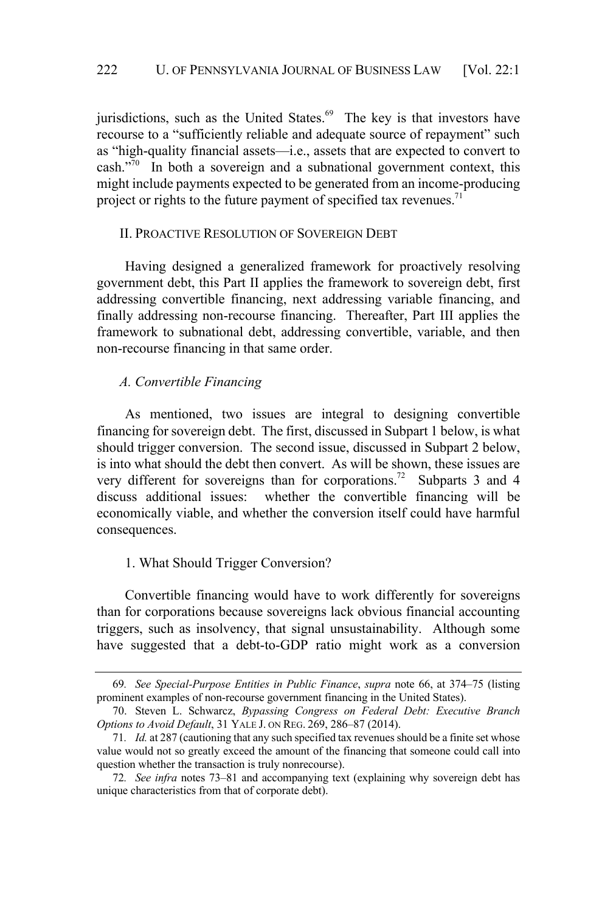jurisdictions, such as the United States.[69] The key is that investors have recourse to a "sufficiently reliable and adequate source of repayment" such as "high-quality financial assets—i.e., assets that are expected to convert to cash."[70] In both a sovereign and a subnational government context, this might include payments expected to be generated from an income-producing project or rights to the future payment of specified tax revenues.[71]

## II. Proactive Resolution of Sovereign Debt

Having designed a generalized framework for proactively resolving government debt, this Part II applies the framework to sovereign debt, first addressing convertible financing, next addressing variable financing, and finally addressing non-recourse financing. Thereafter, Part III applies the framework to subnational debt, addressing convertible, variable, and then non-recourse financing in that same order.

### *A. Convertible Financing*

As mentioned, two issues are integral to designing convertible financing for sovereign debt. The first, discussed in Subpart 1 below, is what should trigger conversion. The second issue, discussed in Subpart 2 below, is into what should the debt then convert. As will be shown, these issues are very different for sovereigns than for corporations.[72] Subparts 3 and 4 discuss additional issues: whether the convertible financing will be economically viable, and whether the conversion itself could have harmful consequences.

#### 1. What Should Trigger Conversion?

Convertible financing would have to work differently for sovereigns than for corporations because sovereigns lack obvious financial accounting triggers, such as insolvency, that signal unsustainability. Although some have suggested that a debt-to-GDP ratio might work as a conversion

---

69. *See Special-Purpose Entities in Public Finance*, *supra* note 66, at 374–75 (listing prominent examples of non-recourse government financing in the United States).

70. Steven L. Schwarcz, *Bypassing Congress on Federal Debt: Executive Branch Options to Avoid Default*, 31 YALE J. ON REG. 269, 286–87 (2014).

71. *Id.* at 287 (cautioning that any such specified tax revenues should be a finite set whose value would not so greatly exceed the amount of the financing that someone could call into question whether the transaction is truly nonrecourse).

72. *See infra* notes 73–81 and accompanying text (explaining why sovereign debt has unique characteristics from that of corporate debt).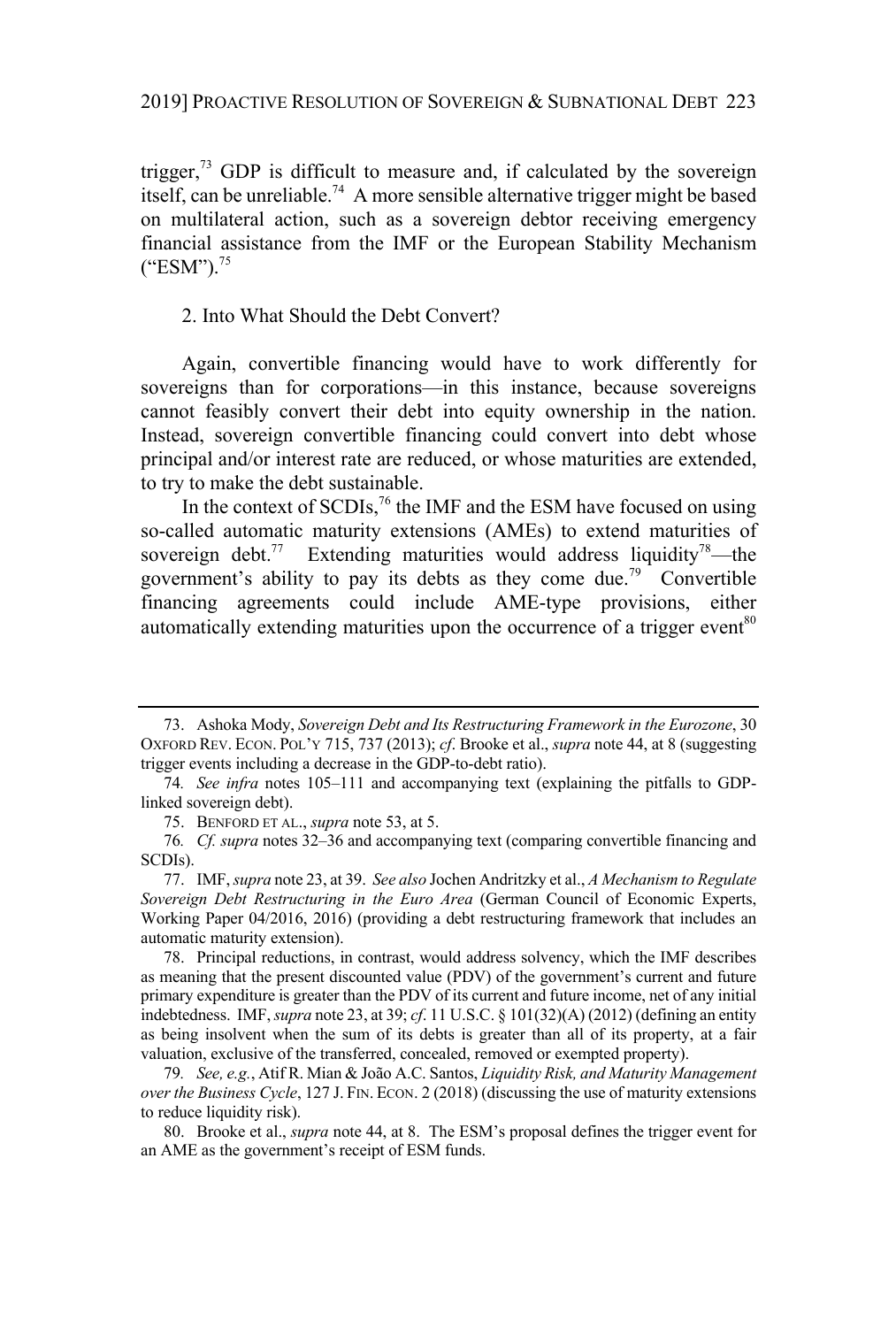trigger,[73] GDP is difficult to measure and, if calculated by the sovereign itself, can be unreliable.[74] A more sensible alternative trigger might be based on multilateral action, such as a sovereign debtor receiving emergency financial assistance from the IMF or the European Stability Mechanism ("ESM").[75]

2. Into What Should the Debt Convert?

Again, convertible financing would have to work differently for sovereigns than for corporations—in this instance, because sovereigns cannot feasibly convert their debt into equity ownership in the nation. Instead, sovereign convertible financing could convert into debt whose principal and/or interest rate are reduced, or whose maturities are extended, to try to make the debt sustainable.

In the context of SCDIs,[76] the IMF and the ESM have focused on using so-called automatic maturity extensions (AMEs) to extend maturities of sovereign debt.[77] Extending maturities would address liquidity[78]—the government's ability to pay its debts as they come due.[79] Convertible financing agreements could include AME-type provisions, either automatically extending maturities upon the occurrence of a trigger event[80]

---

73. Ashoka Mody, *Sovereign Debt and Its Restructuring Framework in the Eurozone*, 30 OXFORD REV. ECON. POL'Y 715, 737 (2013); *cf*. Brooke et al., *supra* note 44, at 8 (suggesting trigger events including a decrease in the GDP-to-debt ratio).

74. *See infra* notes 105–111 and accompanying text (explaining the pitfalls to GDP-linked sovereign debt).

75. BENFORD ET AL., *supra* note 53, at 5.

76. *Cf. supra* notes 32–36 and accompanying text (comparing convertible financing and SCDIs).

77. IMF, *supra* note 23, at 39. *See also* Jochen Andritzky et al., *A Mechanism to Regulate Sovereign Debt Restructuring in the Euro Area* (German Council of Economic Experts, Working Paper 04/2016, 2016) (providing a debt restructuring framework that includes an automatic maturity extension).

78. Principal reductions, in contrast, would address solvency, which the IMF describes as meaning that the present discounted value (PDV) of the government's current and future primary expenditure is greater than the PDV of its current and future income, net of any initial indebtedness. IMF, *supra* note 23, at 39; *cf*. 11 U.S.C. § 101(32)(A) (2012) (defining an entity as being insolvent when the sum of its debts is greater than all of its property, at a fair valuation, exclusive of the transferred, concealed, removed or exempted property).

79. *See, e.g.*, Atif R. Mian & João A.C. Santos, *Liquidity Risk, and Maturity Management over the Business Cycle*, 127 J. FIN. ECON. 2 (2018) (discussing the use of maturity extensions to reduce liquidity risk).

80. Brooke et al., *supra* note 44, at 8. The ESM's proposal defines the trigger event for an AME as the government's receipt of ESM funds.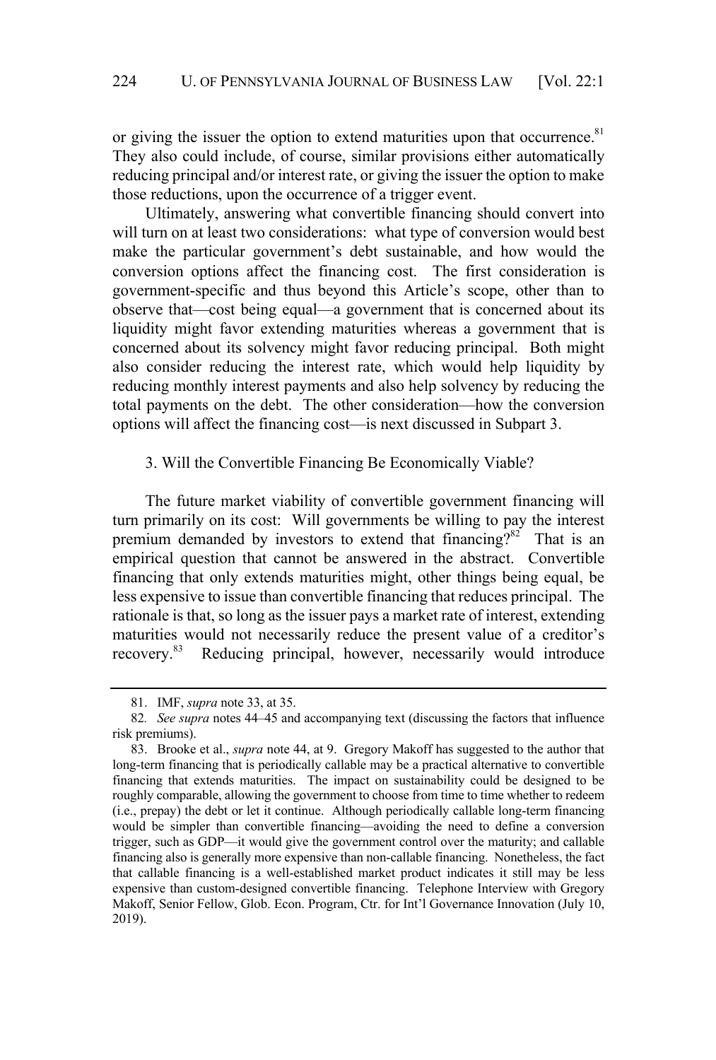or giving the issuer the option to extend maturities upon that occurrence.[81] They also could include, of course, similar provisions either automatically reducing principal and/or interest rate, or giving the issuer the option to make those reductions, upon the occurrence of a trigger event.

Ultimately, answering what convertible financing should convert into will turn on at least two considerations: what type of conversion would best make the particular government's debt sustainable, and how would the conversion options affect the financing cost. The first consideration is government-specific and thus beyond this Article's scope, other than to observe that—cost being equal—a government that is concerned about its liquidity might favor extending maturities whereas a government that is concerned about its solvency might favor reducing principal. Both might also consider reducing the interest rate, which would help liquidity by reducing monthly interest payments and also help solvency by reducing the total payments on the debt. The other consideration—how the conversion options will affect the financing cost—is next discussed in Subpart 3.

### 3. Will the Convertible Financing Be Economically Viable?

The future market viability of convertible government financing will turn primarily on its cost: Will governments be willing to pay the interest premium demanded by investors to extend that financing?[82] That is an empirical question that cannot be answered in the abstract. Convertible financing that only extends maturities might, other things being equal, be less expensive to issue than convertible financing that reduces principal. The rationale is that, so long as the issuer pays a market rate of interest, extending maturities would not necessarily reduce the present value of a creditor's recovery.[83] Reducing principal, however, necessarily would introduce

---

81. IMF, *supra* note 33, at 35.

82. *See supra* notes 44–45 and accompanying text (discussing the factors that influence risk premiums).

83. Brooke et al., *supra* note 44, at 9. Gregory Makoff has suggested to the author that long-term financing that is periodically callable may be a practical alternative to convertible financing that extends maturities. The impact on sustainability could be designed to be roughly comparable, allowing the government to choose from time to time whether to redeem (i.e., prepay) the debt or let it continue. Although periodically callable long-term financing would be simpler than convertible financing—avoiding the need to define a conversion trigger, such as GDP—it would give the government control over the maturity; and callable financing also is generally more expensive than non-callable financing. Nonetheless, the fact that callable financing is a well-established market product indicates it still may be less expensive than custom-designed convertible financing. Telephone Interview with Gregory Makoff, Senior Fellow, Glob. Econ. Program, Ctr. for Int'l Governance Innovation (July 10, 2019).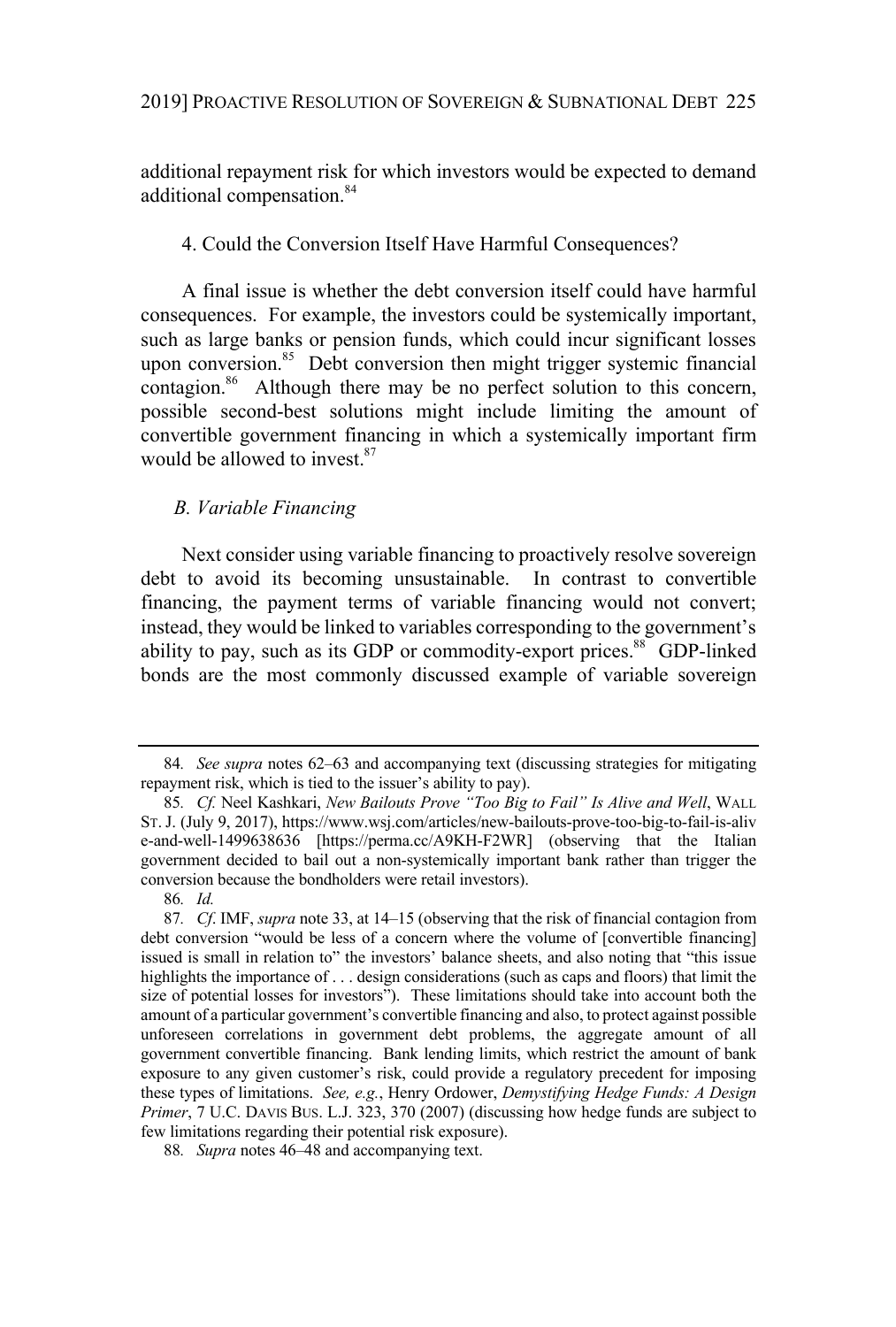additional repayment risk for which investors would be expected to demand additional compensation.[84]

#### 4. Could the Conversion Itself Have Harmful Consequences?

A final issue is whether the debt conversion itself could have harmful consequences. For example, the investors could be systemically important, such as large banks or pension funds, which could incur significant losses upon conversion.[85] Debt conversion then might trigger systemic financial contagion.[86] Although there may be no perfect solution to this concern, possible second-best solutions might include limiting the amount of convertible government financing in which a systemically important firm would be allowed to invest.[87]

### *B. Variable Financing*

Next consider using variable financing to proactively resolve sovereign debt to avoid its becoming unsustainable. In contrast to convertible financing, the payment terms of variable financing would not convert; instead, they would be linked to variables corresponding to the government's ability to pay, such as its GDP or commodity-export prices.[88] GDP-linked bonds are the most commonly discussed example of variable sovereign

---

84. *See supra* notes 62–63 and accompanying text (discussing strategies for mitigating repayment risk, which is tied to the issuer's ability to pay).

85. *Cf.* Neel Kashkari, *New Bailouts Prove "Too Big to Fail" Is Alive and Well*, WALL ST. J. (July 9, 2017), https://www.wsj.com/articles/new-bailouts-prove-too-big-to-fail-is-alive-and-well-1499638636 [https://perma.cc/A9KH-F2WR] (observing that the Italian government decided to bail out a non-systemically important bank rather than trigger the conversion because the bondholders were retail investors).

86. *Id.*

87. *Cf.* IMF, *supra* note 33, at 14–15 (observing that the risk of financial contagion from debt conversion "would be less of a concern where the volume of [convertible financing] issued is small in relation to" the investors' balance sheets, and also noting that "this issue highlights the importance of . . . design considerations (such as caps and floors) that limit the size of potential losses for investors"). These limitations should take into account both the amount of a particular government's convertible financing and also, to protect against possible unforeseen correlations in government debt problems, the aggregate amount of all government convertible financing. Bank lending limits, which restrict the amount of bank exposure to any given customer's risk, could provide a regulatory precedent for imposing these types of limitations. *See, e.g.*, Henry Ordower, *Demystifying Hedge Funds: A Design Primer*, 7 U.C. DAVIS BUS. L.J. 323, 370 (2007) (discussing how hedge funds are subject to few limitations regarding their potential risk exposure).

88. *Supra* notes 46–48 and accompanying text.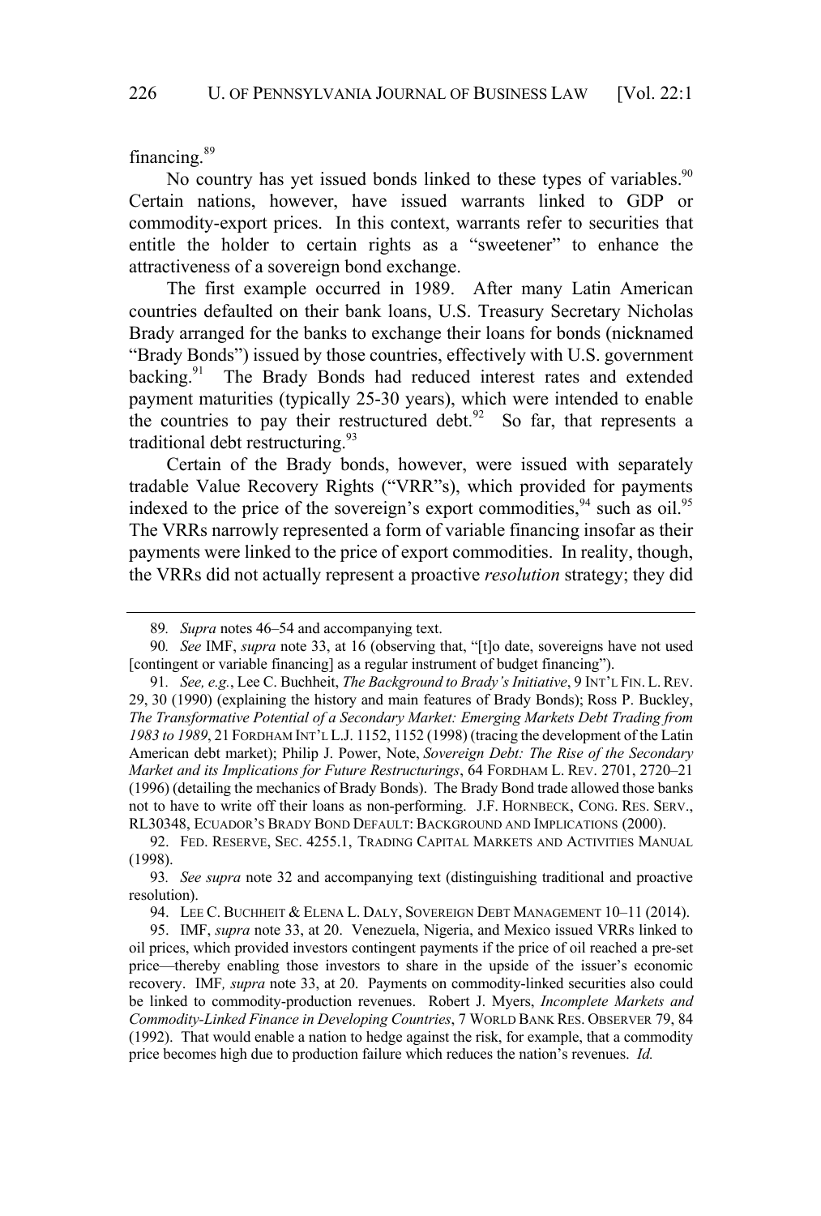financing.[89]

No country has yet issued bonds linked to these types of variables.[90] Certain nations, however, have issued warrants linked to GDP or commodity-export prices. In this context, warrants refer to securities that entitle the holder to certain rights as a "sweetener" to enhance the attractiveness of a sovereign bond exchange.

The first example occurred in 1989. After many Latin American countries defaulted on their bank loans, U.S. Treasury Secretary Nicholas Brady arranged for the banks to exchange their loans for bonds (nicknamed "Brady Bonds") issued by those countries, effectively with U.S. government backing.[91] The Brady Bonds had reduced interest rates and extended payment maturities (typically 25-30 years), which were intended to enable the countries to pay their restructured debt.[92] So far, that represents a traditional debt restructuring.[93]

Certain of the Brady bonds, however, were issued with separately tradable Value Recovery Rights ("VRR"s), which provided for payments indexed to the price of the sovereign's export commodities,[94] such as oil.[95] The VRRs narrowly represented a form of variable financing insofar as their payments were linked to the price of export commodities. In reality, though, the VRRs did not actually represent a proactive *resolution* strategy; they did

---

89. *Supra* notes 46–54 and accompanying text.

90. *See* IMF, *supra* note 33, at 16 (observing that, "[t]o date, sovereigns have not used [contingent or variable financing] as a regular instrument of budget financing").

91. *See, e.g.*, Lee C. Buchheit, *The Background to Brady's Initiative*, 9 INT'L FIN. L. REV. 29, 30 (1990) (explaining the history and main features of Brady Bonds); Ross P. Buckley, *The Transformative Potential of a Secondary Market: Emerging Markets Debt Trading from 1983 to 1989*, 21 FORDHAM INT'L L.J. 1152, 1152 (1998) (tracing the development of the Latin American debt market); Philip J. Power, Note, *Sovereign Debt: The Rise of the Secondary Market and its Implications for Future Restructurings*, 64 FORDHAM L. REV. 2701, 2720–21 (1996) (detailing the mechanics of Brady Bonds). The Brady Bond trade allowed those banks not to have to write off their loans as non-performing. J.F. HORNBECK, CONG. RES. SERV., RL30348, ECUADOR'S BRADY BOND DEFAULT: BACKGROUND AND IMPLICATIONS (2000).

92. FED. RESERVE, SEC. 4255.1, TRADING CAPITAL MARKETS AND ACTIVITIES MANUAL (1998).

93. *See supra* note 32 and accompanying text (distinguishing traditional and proactive resolution).

94. LEE C. BUCHHEIT & ELENA L. DALY, SOVEREIGN DEBT MANAGEMENT 10–11 (2014).

95. IMF, *supra* note 33, at 20. Venezuela, Nigeria, and Mexico issued VRRs linked to oil prices, which provided investors contingent payments if the price of oil reached a pre-set price—thereby enabling those investors to share in the upside of the issuer's economic recovery. IMF*, supra* note 33, at 20. Payments on commodity-linked securities also could be linked to commodity-production revenues. Robert J. Myers, *Incomplete Markets and Commodity-Linked Finance in Developing Countries*, 7 WORLD BANK RES. OBSERVER 79, 84 (1992). That would enable a nation to hedge against the risk, for example, that a commodity price becomes high due to production failure which reduces the nation's revenues. *Id.*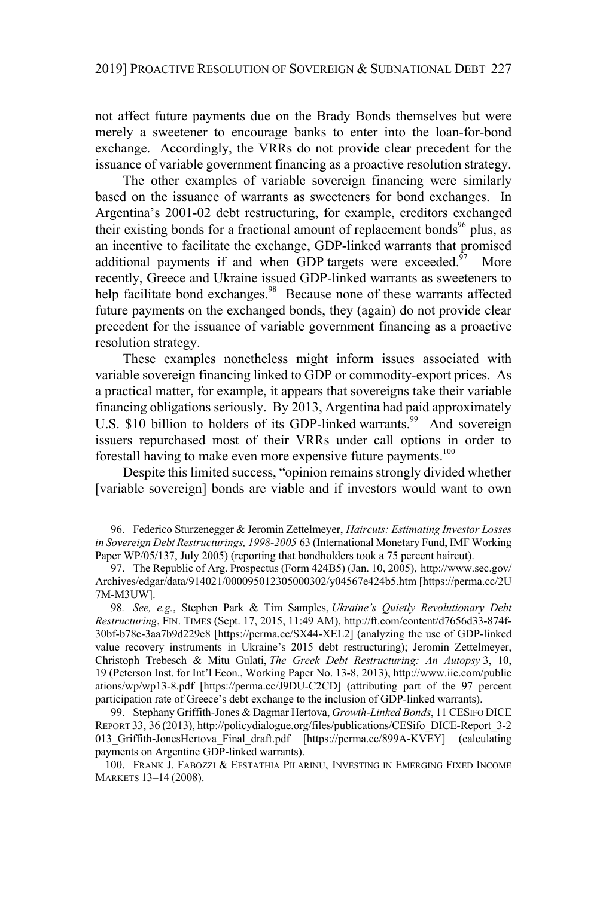not affect future payments due on the Brady Bonds themselves but were merely a sweetener to encourage banks to enter into the loan-for-bond exchange. Accordingly, the VRRs do not provide clear precedent for the issuance of variable government financing as a proactive resolution strategy.

The other examples of variable sovereign financing were similarly based on the issuance of warrants as sweeteners for bond exchanges. In Argentina's 2001-02 debt restructuring, for example, creditors exchanged their existing bonds for a fractional amount of replacement bonds[96] plus, as an incentive to facilitate the exchange, GDP-linked warrants that promised additional payments if and when GDP targets were exceeded.[97] More recently, Greece and Ukraine issued GDP-linked warrants as sweeteners to help facilitate bond exchanges.[98] Because none of these warrants affected future payments on the exchanged bonds, they (again) do not provide clear precedent for the issuance of variable government financing as a proactive resolution strategy.

These examples nonetheless might inform issues associated with variable sovereign financing linked to GDP or commodity-export prices. As a practical matter, for example, it appears that sovereigns take their variable financing obligations seriously. By 2013, Argentina had paid approximately U.S. $10 billion to holders of its GDP-linked warrants.[99] And sovereign issuers repurchased most of their VRRs under call options in order to forestall having to make even more expensive future payments.[100]

Despite this limited success, "opinion remains strongly divided whether [variable sovereign] bonds are viable and if investors would want to own

---

96. Federico Sturzenegger & Jeromin Zettelmeyer, *Haircuts: Estimating Investor Losses in Sovereign Debt Restructurings, 1998-2005* 63 (International Monetary Fund, IMF Working Paper WP/05/137, July 2005) (reporting that bondholders took a 75 percent haircut).

97. The Republic of Arg. Prospectus (Form 424B5) (Jan. 10, 2005), http://www.sec.gov/Archives/edgar/data/914021/000095012305000302/y04567e424b5.htm [https://perma.cc/2U7M-M3UW].

98. *See, e.g.*, Stephen Park & Tim Samples, *Ukraine's Quietly Revolutionary Debt Restructuring*, FIN. TIMES (Sept. 17, 2015, 11:49 AM), http://ft.com/content/d7656d33-874f-30bf-b78e-3aa7b9d229e8 [https://perma.cc/SX44-XEL2] (analyzing the use of GDP-linked value recovery instruments in Ukraine's 2015 debt restructuring); Jeromin Zettelmeyer, Christoph Trebesch & Mitu Gulati, *The Greek Debt Restructuring: An Autopsy* 3, 10, 19 (Peterson Inst. for Int'l Econ., Working Paper No. 13-8, 2013), http://www.iie.com/publications/wp/wp13-8.pdf [https://perma.cc/J9DU-C2CD] (attributing part of the 97 percent participation rate of Greece's debt exchange to the inclusion of GDP-linked warrants).

99. Stephany Griffith-Jones & Dagmar Hertova, *Growth-Linked Bonds*, 11 CESIFO DICE REPORT 33, 36 (2013), http://policydialogue.org/files/publications/CESifo_DICE-Report_3-2013_Griffith-JonesHertova_Final_draft.pdf [https://perma.cc/899A-KVEY] (calculating payments on Argentine GDP-linked warrants).

100. FRANK J. FABOZZI & EFSTATHIA PILARINU, INVESTING IN EMERGING FIXED INCOME MARKETS 13–14 (2008).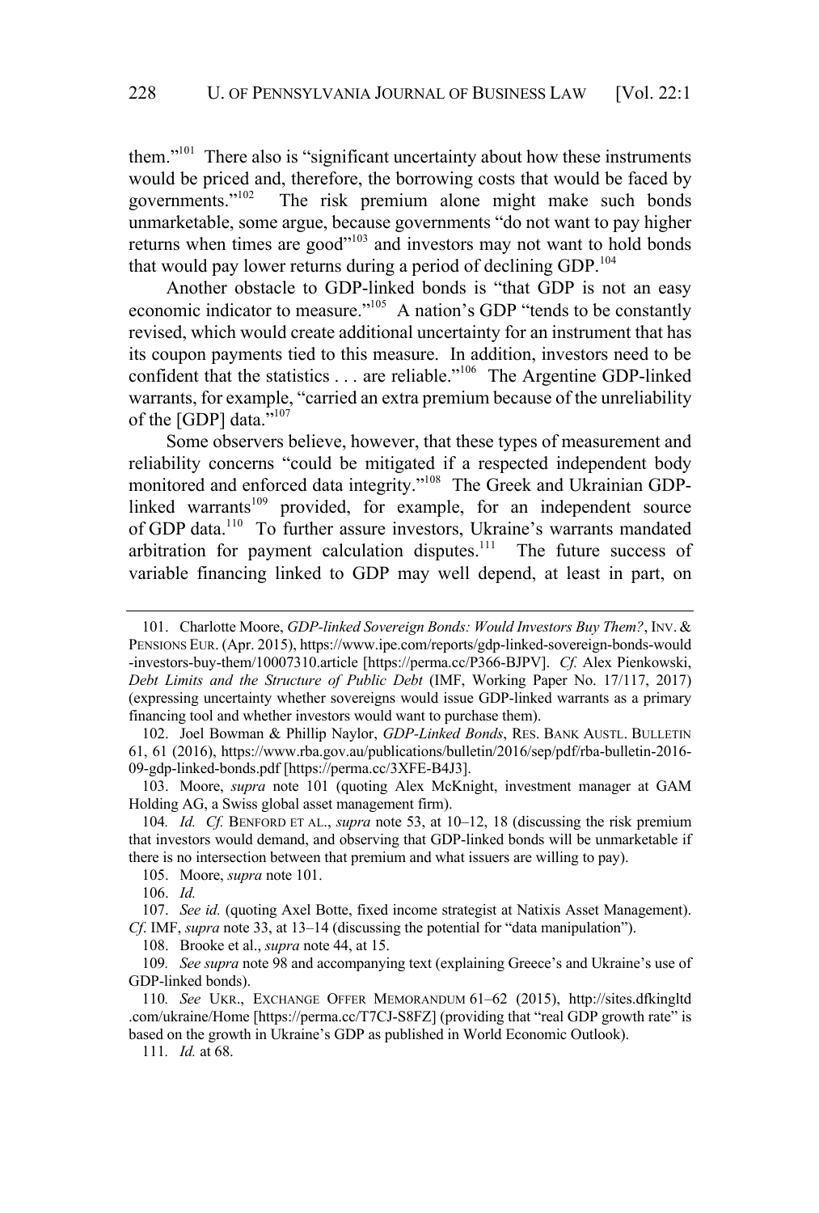them."[101] There also is "significant uncertainty about how these instruments would be priced and, therefore, the borrowing costs that would be faced by governments."[102] The risk premium alone might make such bonds unmarketable, some argue, because governments "do not want to pay higher returns when times are good"[103] and investors may not want to hold bonds that would pay lower returns during a period of declining GDP.[104]

Another obstacle to GDP-linked bonds is "that GDP is not an easy economic indicator to measure."[105] A nation's GDP "tends to be constantly revised, which would create additional uncertainty for an instrument that has its coupon payments tied to this measure. In addition, investors need to be confident that the statistics . . . are reliable."[106] The Argentine GDP-linked warrants, for example, "carried an extra premium because of the unreliability of the [GDP] data."[107]

Some observers believe, however, that these types of measurement and reliability concerns "could be mitigated if a respected independent body monitored and enforced data integrity."[108] The Greek and Ukrainian GDP-linked warrants[109] provided, for example, for an independent source of GDP data.[110] To further assure investors, Ukraine's warrants mandated arbitration for payment calculation disputes.[111] The future success of variable financing linked to GDP may well depend, at least in part, on

---

101. Charlotte Moore, *GDP-linked Sovereign Bonds: Would Investors Buy Them?*, INV. & PENSIONS EUR. (Apr. 2015), https://www.ipe.com/reports/gdp-linked-sovereign-bonds-would-investors-buy-them/10007310.article [https://perma.cc/P366-BJPV]. *Cf.* Alex Pienkowski, *Debt Limits and the Structure of Public Debt* (IMF, Working Paper No. 17/117, 2017) (expressing uncertainty whether sovereigns would issue GDP-linked warrants as a primary financing tool and whether investors would want to purchase them).

102. Joel Bowman & Phillip Naylor, *GDP-Linked Bonds*, RES. BANK AUSTL. BULLETIN 61, 61 (2016), https://www.rba.gov.au/publications/bulletin/2016/sep/pdf/rba-bulletin-2016-09-gdp-linked-bonds.pdf [https://perma.cc/3XFE-B4J3].

103. Moore, *supra* note 101 (quoting Alex McKnight, investment manager at GAM Holding AG, a Swiss global asset management firm).

104. *Id. Cf.* BENFORD ET AL., *supra* note 53, at 10–12, 18 (discussing the risk premium that investors would demand, and observing that GDP-linked bonds will be unmarketable if there is no intersection between that premium and what issuers are willing to pay).

105. Moore, *supra* note 101.

106. *Id.*

107. *See id.* (quoting Axel Botte, fixed income strategist at Natixis Asset Management). *Cf*. IMF, *supra* note 33, at 13–14 (discussing the potential for "data manipulation").

108. Brooke et al., *supra* note 44, at 15.

109. *See supra* note 98 and accompanying text (explaining Greece's and Ukraine's use of GDP-linked bonds).

110. *See* UKR., EXCHANGE OFFER MEMORANDUM 61–62 (2015), http://sites.dfkingltd.com/ukraine/Home [https://perma.cc/T7CJ-S8FZ] (providing that "real GDP growth rate" is based on the growth in Ukraine's GDP as published in World Economic Outlook).

111. *Id.* at 68.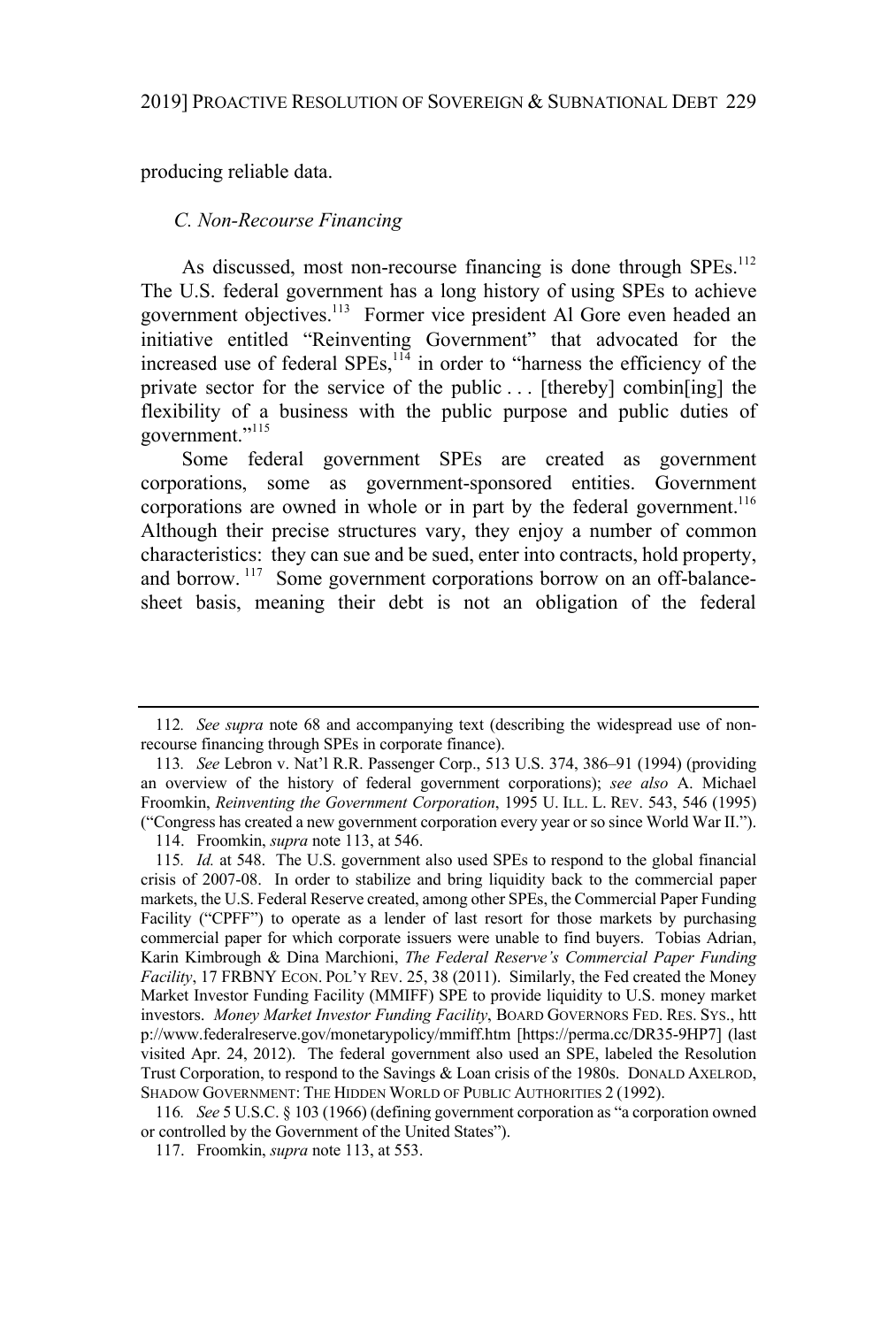producing reliable data.

### *C. Non-Recourse Financing*

As discussed, most non-recourse financing is done through SPEs.[112] The U.S. federal government has a long history of using SPEs to achieve government objectives.[113] Former vice president Al Gore even headed an initiative entitled "Reinventing Government" that advocated for the increased use of federal SPEs,[114] in order to "harness the efficiency of the private sector for the service of the public . . . [thereby] combin[ing] the flexibility of a business with the public purpose and public duties of government."[115]

Some federal government SPEs are created as government corporations, some as government-sponsored entities. Government corporations are owned in whole or in part by the federal government.[116] Although their precise structures vary, they enjoy a number of common characteristics: they can sue and be sued, enter into contracts, hold property, and borrow.[117] Some government corporations borrow on an off-balance-sheet basis, meaning their debt is not an obligation of the federal

---

112. *See supra* note 68 and accompanying text (describing the widespread use of non-recourse financing through SPEs in corporate finance).

113. *See* Lebron v. Nat'l R.R. Passenger Corp., 513 U.S. 374, 386–91 (1994) (providing an overview of the history of federal government corporations); *see also* A. Michael Froomkin, *Reinventing the Government Corporation*, 1995 U. ILL. L. REV. 543, 546 (1995) ("Congress has created a new government corporation every year or so since World War II.").

114. Froomkin, *supra* note 113, at 546.

115. *Id.* at 548. The U.S. government also used SPEs to respond to the global financial crisis of 2007-08. In order to stabilize and bring liquidity back to the commercial paper markets, the U.S. Federal Reserve created, among other SPEs, the Commercial Paper Funding Facility ("CPFF") to operate as a lender of last resort for those markets by purchasing commercial paper for which corporate issuers were unable to find buyers. Tobias Adrian, Karin Kimbrough & Dina Marchioni, *The Federal Reserve's Commercial Paper Funding Facility*, 17 FRBNY ECON. POL'Y REV. 25, 38 (2011). Similarly, the Fed created the Money Market Investor Funding Facility (MMIFF) SPE to provide liquidity to U.S. money market investors. *Money Market Investor Funding Facility*, BOARD GOVERNORS FED. RES. SYS., http://www.federalreserve.gov/monetarypolicy/mmiff.htm [https://perma.cc/DR35-9HP7] (last visited Apr. 24, 2012). The federal government also used an SPE, labeled the Resolution Trust Corporation, to respond to the Savings & Loan crisis of the 1980s. DONALD AXELROD, SHADOW GOVERNMENT: THE HIDDEN WORLD OF PUBLIC AUTHORITIES 2 (1992).

116. *See* 5 U.S.C. § 103 (1966) (defining government corporation as "a corporation owned or controlled by the Government of the United States").

117. Froomkin, *supra* note 113, at 553.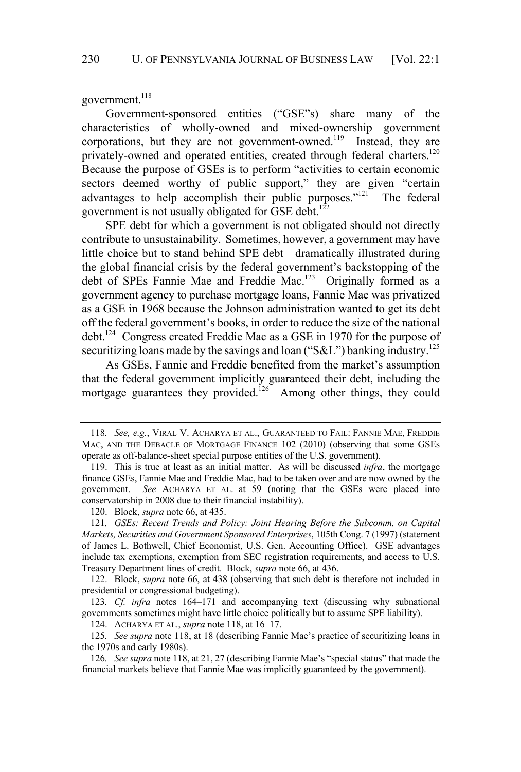government.[118]

Government-sponsored entities ("GSE"s) share many of the characteristics of wholly-owned and mixed-ownership government corporations, but they are not government-owned.[119] Instead, they are privately-owned and operated entities, created through federal charters.[120] Because the purpose of GSEs is to perform "activities to certain economic sectors deemed worthy of public support," they are given "certain advantages to help accomplish their public purposes."[121] The federal government is not usually obligated for GSE debt.[122]

SPE debt for which a government is not obligated should not directly contribute to unsustainability. Sometimes, however, a government may have little choice but to stand behind SPE debt—dramatically illustrated during the global financial crisis by the federal government's backstopping of the debt of SPEs Fannie Mae and Freddie Mac.[123] Originally formed as a government agency to purchase mortgage loans, Fannie Mae was privatized as a GSE in 1968 because the Johnson administration wanted to get its debt off the federal government's books, in order to reduce the size of the national debt.[124] Congress created Freddie Mac as a GSE in 1970 for the purpose of securitizing loans made by the savings and loan ("S&L") banking industry.[125]

As GSEs, Fannie and Freddie benefited from the market's assumption that the federal government implicitly guaranteed their debt, including the mortgage guarantees they provided.[126] Among other things, they could

---

118. *See, e.g.*, VIRAL V. ACHARYA ET AL., GUARANTEED TO FAIL: FANNIE MAE, FREDDIE MAC, AND THE DEBACLE OF MORTGAGE FINANCE 102 (2010) (observing that some GSEs operate as off-balance-sheet special purpose entities of the U.S. government).

119. This is true at least as an initial matter. As will be discussed *infra*, the mortgage finance GSEs, Fannie Mae and Freddie Mac, had to be taken over and are now owned by the government. *See* ACHARYA ET AL. at 59 (noting that the GSEs were placed into conservatorship in 2008 due to their financial instability).

120. Block, *supra* note 66, at 435.

121. *GSEs: Recent Trends and Policy: Joint Hearing Before the Subcomm. on Capital Markets, Securities and Government Sponsored Enterprises*, 105th Cong. 7 (1997) (statement of James L. Bothwell, Chief Economist, U.S. Gen. Accounting Office). GSE advantages include tax exemptions, exemption from SEC registration requirements, and access to U.S. Treasury Department lines of credit. Block, *supra* note 66, at 436.

122. Block, *supra* note 66, at 438 (observing that such debt is therefore not included in presidential or congressional budgeting).

123. *Cf. infra* notes 164–171 and accompanying text (discussing why subnational governments sometimes might have little choice politically but to assume SPE liability).

124. ACHARYA ET AL., *supra* note 118, at 16–17.

125. *See supra* note 118, at 18 (describing Fannie Mae's practice of securitizing loans in the 1970s and early 1980s).

126. *See supra* note 118, at 21, 27 (describing Fannie Mae's "special status" that made the financial markets believe that Fannie Mae was implicitly guaranteed by the government).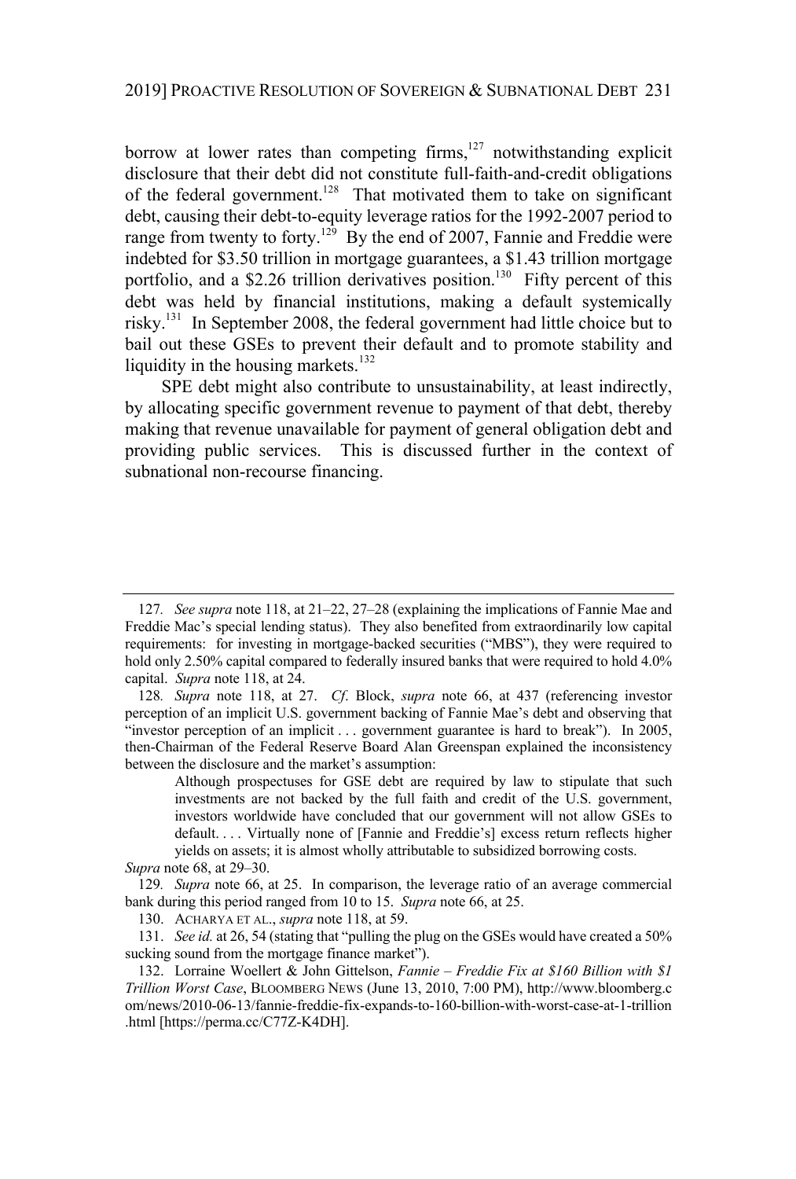borrow at lower rates than competing firms,[127] notwithstanding explicit disclosure that their debt did not constitute full-faith-and-credit obligations of the federal government.[128] That motivated them to take on significant debt, causing their debt-to-equity leverage ratios for the 1992-2007 period to range from twenty to forty.[129] By the end of 2007, Fannie and Freddie were indebted for $3.50 trillion in mortgage guarantees, a $1.43 trillion mortgage portfolio, and a $2.26 trillion derivatives position.[130] Fifty percent of this debt was held by financial institutions, making a default systemically risky.[131] In September 2008, the federal government had little choice but to bail out these GSEs to prevent their default and to promote stability and liquidity in the housing markets.[132]

SPE debt might also contribute to unsustainability, at least indirectly, by allocating specific government revenue to payment of that debt, thereby making that revenue unavailable for payment of general obligation debt and providing public services. This is discussed further in the context of subnational non-recourse financing.

---

127. *See supra* note 118, at 21–22, 27–28 (explaining the implications of Fannie Mae and Freddie Mac's special lending status). They also benefited from extraordinarily low capital requirements: for investing in mortgage-backed securities ("MBS"), they were required to hold only 2.50% capital compared to federally insured banks that were required to hold 4.0% capital. *Supra* note 118, at 24.

128. *Supra* note 118, at 27. *Cf*. Block, *supra* note 66, at 437 (referencing investor perception of an implicit U.S. government backing of Fannie Mae's debt and observing that "investor perception of an implicit . . . government guarantee is hard to break"). In 2005, then-Chairman of the Federal Reserve Board Alan Greenspan explained the inconsistency between the disclosure and the market's assumption:

> Although prospectuses for GSE debt are required by law to stipulate that such investments are not backed by the full faith and credit of the U.S. government, investors worldwide have concluded that our government will not allow GSEs to default. . . . Virtually none of [Fannie and Freddie's] excess return reflects higher yields on assets; it is almost wholly attributable to subsidized borrowing costs.

*Supra* note 68, at 29–30.

129. *Supra* note 66, at 25. In comparison, the leverage ratio of an average commercial bank during this period ranged from 10 to 15. *Supra* note 66, at 25.

130. ACHARYA ET AL., *supra* note 118, at 59.

131. *See id.* at 26, 54 (stating that "pulling the plug on the GSEs would have created a 50% sucking sound from the mortgage finance market").

132. Lorraine Woellert & John Gittelson, *Fannie – Freddie Fix at $160 Billion with $1 Trillion Worst Case*, BLOOMBERG NEWS (June 13, 2010, 7:00 PM), http://www.bloomberg.com/news/2010-06-13/fannie-freddie-fix-expands-to-160-billion-with-worst-case-at-1-trillion.html [https://perma.cc/C77Z-K4DH].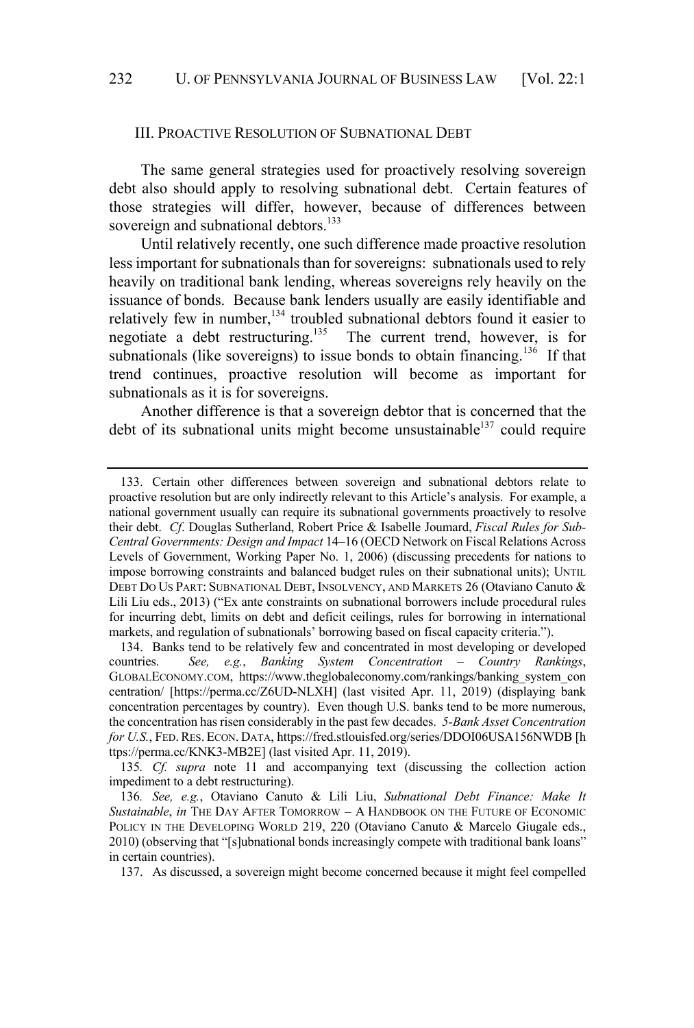## III. PROACTIVE RESOLUTION OF SUBNATIONAL DEBT

The same general strategies used for proactively resolving sovereign debt also should apply to resolving subnational debt. Certain features of those strategies will differ, however, because of differences between sovereign and subnational debtors.[133]

Until relatively recently, one such difference made proactive resolution less important for subnationals than for sovereigns: subnationals used to rely heavily on traditional bank lending, whereas sovereigns rely heavily on the issuance of bonds. Because bank lenders usually are easily identifiable and relatively few in number,[134] troubled subnational debtors found it easier to negotiate a debt restructuring.[135] The current trend, however, is for subnationals (like sovereigns) to issue bonds to obtain financing.[136] If that trend continues, proactive resolution will become as important for subnationals as it is for sovereigns.

Another difference is that a sovereign debtor that is concerned that the debt of its subnational units might become unsustainable[137] could require

---

133. Certain other differences between sovereign and subnational debtors relate to proactive resolution but are only indirectly relevant to this Article's analysis. For example, a national government usually can require its subnational governments proactively to resolve their debt. *Cf*. Douglas Sutherland, Robert Price & Isabelle Joumard, *Fiscal Rules for Sub-Central Governments: Design and Impact* 14–16 (OECD Network on Fiscal Relations Across Levels of Government, Working Paper No. 1, 2006) (discussing precedents for nations to impose borrowing constraints and balanced budget rules on their subnational units); UNTIL DEBT DO US PART: SUBNATIONAL DEBT, INSOLVENCY, AND MARKETS 26 (Otaviano Canuto & Lili Liu eds., 2013) ("Ex ante constraints on subnational borrowers include procedural rules for incurring debt, limits on debt and deficit ceilings, rules for borrowing in international markets, and regulation of subnationals' borrowing based on fiscal capacity criteria.").

134. Banks tend to be relatively few and concentrated in most developing or developed countries. *See, e.g.*, *Banking System Concentration – Country Rankings*, GLOBALECONOMY.COM, https://www.theglobaleconomy.com/rankings/banking_system_concentration/ [https://perma.cc/Z6UD-NLXH] (last visited Apr. 11, 2019) (displaying bank concentration percentages by country). Even though U.S. banks tend to be more numerous, the concentration has risen considerably in the past few decades. *5-Bank Asset Concentration for U.S.*, FED. RES. ECON. DATA, https://fred.stlouisfed.org/series/DDOI06USA156NWDB [https://perma.cc/KNK3-MB2E] (last visited Apr. 11, 2019).

135. *Cf. supra* note 11 and accompanying text (discussing the collection action impediment to a debt restructuring).

136. *See, e.g.*, Otaviano Canuto & Lili Liu, *Subnational Debt Finance: Make It Sustainable*, *in* THE DAY AFTER TOMORROW – A HANDBOOK ON THE FUTURE OF ECONOMIC POLICY IN THE DEVELOPING WORLD 219, 220 (Otaviano Canuto & Marcelo Giugale eds., 2010) (observing that "[s]ubnational bonds increasingly compete with traditional bank loans" in certain countries).

137. As discussed, a sovereign might become concerned because it might feel compelled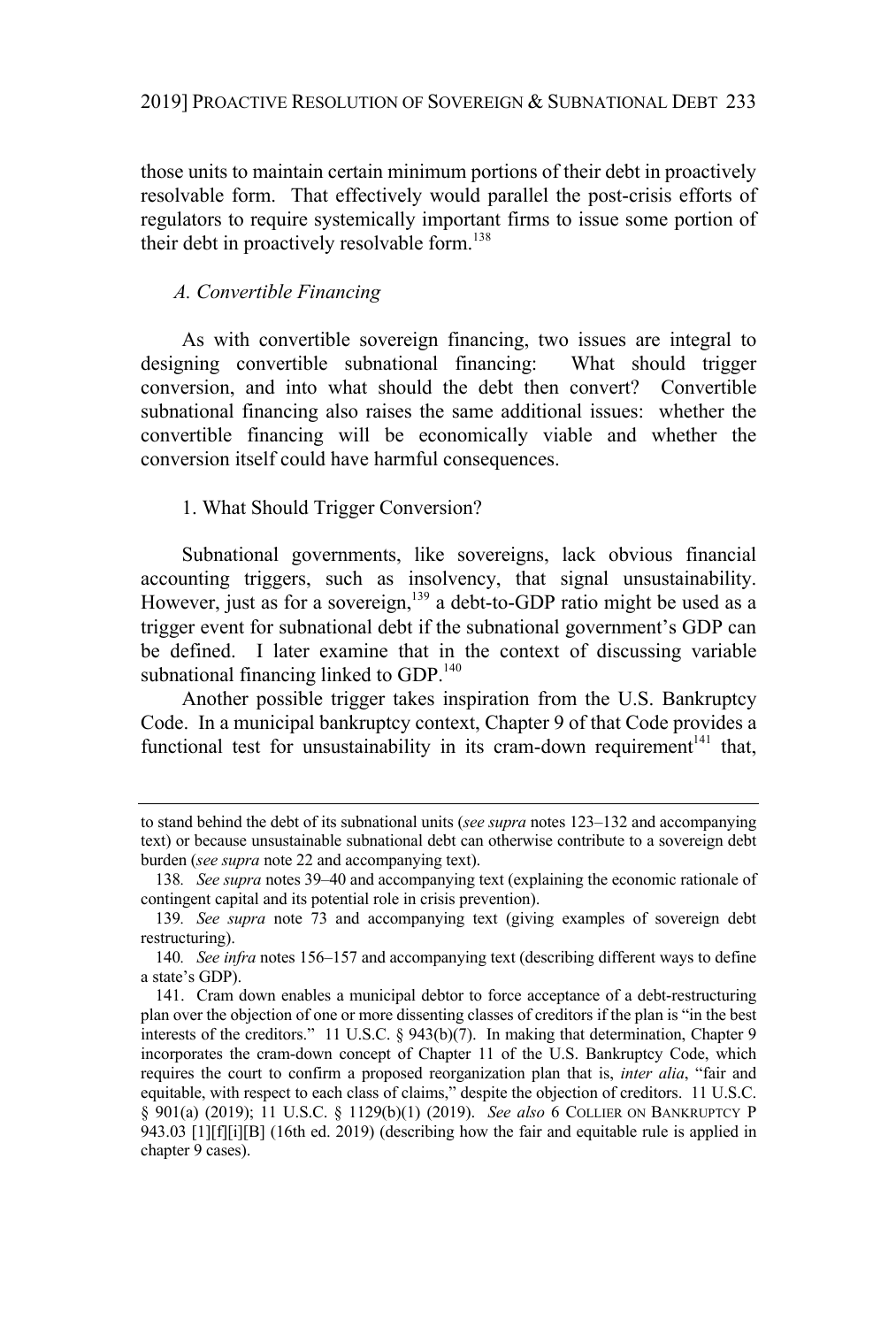those units to maintain certain minimum portions of their debt in proactively resolvable form. That effectively would parallel the post-crisis efforts of regulators to require systemically important firms to issue some portion of their debt in proactively resolvable form.[138]

### *A. Convertible Financing*

As with convertible sovereign financing, two issues are integral to designing convertible subnational financing: What should trigger conversion, and into what should the debt then convert? Convertible subnational financing also raises the same additional issues: whether the convertible financing will be economically viable and whether the conversion itself could have harmful consequences.

#### 1. What Should Trigger Conversion?

Subnational governments, like sovereigns, lack obvious financial accounting triggers, such as insolvency, that signal unsustainability. However, just as for a sovereign,[139] a debt-to-GDP ratio might be used as a trigger event for subnational debt if the subnational government's GDP can be defined. I later examine that in the context of discussing variable subnational financing linked to GDP.[140]

Another possible trigger takes inspiration from the U.S. Bankruptcy Code. In a municipal bankruptcy context, Chapter 9 of that Code provides a functional test for unsustainability in its cram-down requirement[141] that,

---

to stand behind the debt of its subnational units (*see supra* notes 123–132 and accompanying text) or because unsustainable subnational debt can otherwise contribute to a sovereign debt burden (*see supra* note 22 and accompanying text).

138. *See supra* notes 39–40 and accompanying text (explaining the economic rationale of contingent capital and its potential role in crisis prevention).

139. *See supra* note 73 and accompanying text (giving examples of sovereign debt restructuring).

140. *See infra* notes 156–157 and accompanying text (describing different ways to define a state's GDP).

141. Cram down enables a municipal debtor to force acceptance of a debt-restructuring plan over the objection of one or more dissenting classes of creditors if the plan is "in the best interests of the creditors." 11 U.S.C. § 943(b)(7). In making that determination, Chapter 9 incorporates the cram-down concept of Chapter 11 of the U.S. Bankruptcy Code, which requires the court to confirm a proposed reorganization plan that is, *inter alia*, "fair and equitable, with respect to each class of claims," despite the objection of creditors. 11 U.S.C. § 901(a) (2019); 11 U.S.C. § 1129(b)(1) (2019). *See also* 6 COLLIER ON BANKRUPTCY P 943.03 [1][f][i][B] (16th ed. 2019) (describing how the fair and equitable rule is applied in chapter 9 cases).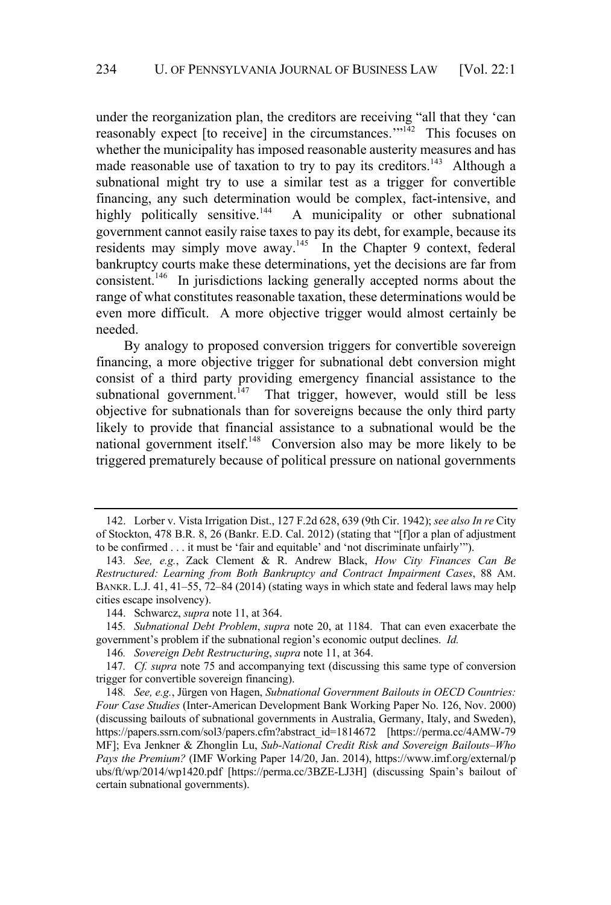under the reorganization plan, the creditors are receiving "all that they 'can reasonably expect [to receive] in the circumstances.'"[142] This focuses on whether the municipality has imposed reasonable austerity measures and has made reasonable use of taxation to try to pay its creditors.[143] Although a subnational might try to use a similar test as a trigger for convertible financing, any such determination would be complex, fact-intensive, and highly politically sensitive.[144] A municipality or other subnational government cannot easily raise taxes to pay its debt, for example, because its residents may simply move away.[145] In the Chapter 9 context, federal bankruptcy courts make these determinations, yet the decisions are far from consistent.[146] In jurisdictions lacking generally accepted norms about the range of what constitutes reasonable taxation, these determinations would be even more difficult. A more objective trigger would almost certainly be needed.

By analogy to proposed conversion triggers for convertible sovereign financing, a more objective trigger for subnational debt conversion might consist of a third party providing emergency financial assistance to the subnational government.[147] That trigger, however, would still be less objective for subnationals than for sovereigns because the only third party likely to provide that financial assistance to a subnational would be the national government itself.[148] Conversion also may be more likely to be triggered prematurely because of political pressure on national governments

---

142. Lorber v. Vista Irrigation Dist., 127 F.2d 628, 639 (9th Cir. 1942); *see also In re* City of Stockton, 478 B.R. 8, 26 (Bankr. E.D. Cal. 2012) (stating that "[f]or a plan of adjustment to be confirmed . . . it must be 'fair and equitable' and 'not discriminate unfairly'").

143. *See, e.g.*, Zack Clement & R. Andrew Black, *How City Finances Can Be Restructured: Learning from Both Bankruptcy and Contract Impairment Cases*, 88 AM. BANKR. L.J. 41, 41–55, 72–84 (2014) (stating ways in which state and federal laws may help cities escape insolvency).

144. Schwarcz, *supra* note 11, at 364.

145. *Subnational Debt Problem*, *supra* note 20, at 1184. That can even exacerbate the government's problem if the subnational region's economic output declines. *Id.*

146. *Sovereign Debt Restructuring*, *supra* note 11, at 364.

147. *Cf. supra* note 75 and accompanying text (discussing this same type of conversion trigger for convertible sovereign financing).

148. *See, e.g.*, Jürgen von Hagen, *Subnational Government Bailouts in OECD Countries: Four Case Studies* (Inter-American Development Bank Working Paper No. 126, Nov. 2000) (discussing bailouts of subnational governments in Australia, Germany, Italy, and Sweden), https://papers.ssrn.com/sol3/papers.cfm?abstract_id=1814672 [https://perma.cc/4AMW-79MF]; Eva Jenkner & Zhonglin Lu, *Sub-National Credit Risk and Sovereign Bailouts–Who Pays the Premium?* (IMF Working Paper 14/20, Jan. 2014), https://www.imf.org/external/pubs/ft/wp/2014/wp1420.pdf [https://perma.cc/3BZE-LJ3H] (discussing Spain's bailout of certain subnational governments).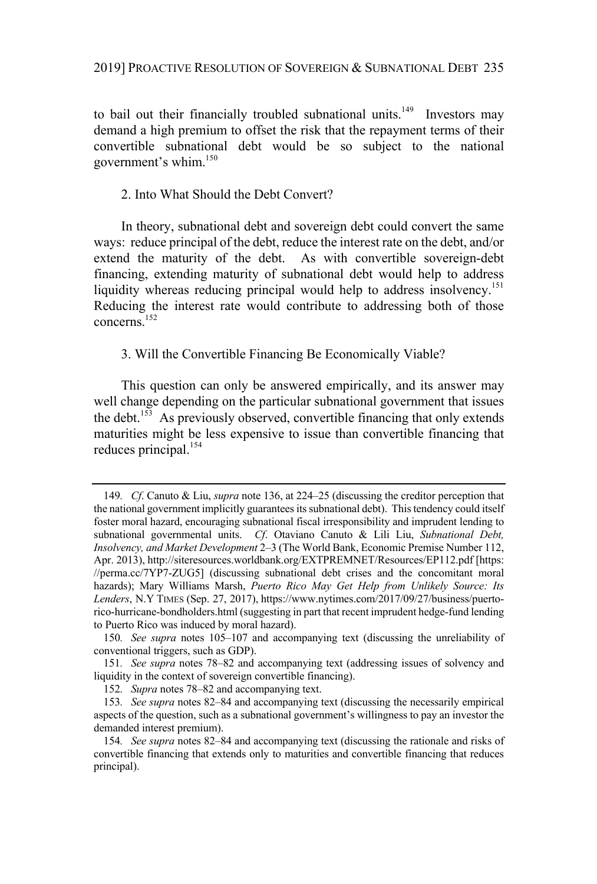to bail out their financially troubled subnational units.[149] Investors may demand a high premium to offset the risk that the repayment terms of their convertible subnational debt would be so subject to the national government's whim.[150]

### 2. Into What Should the Debt Convert?

In theory, subnational debt and sovereign debt could convert the same ways: reduce principal of the debt, reduce the interest rate on the debt, and/or extend the maturity of the debt. As with convertible sovereign-debt financing, extending maturity of subnational debt would help to address liquidity whereas reducing principal would help to address insolvency.[151] Reducing the interest rate would contribute to addressing both of those concerns.[152]

### 3. Will the Convertible Financing Be Economically Viable?

This question can only be answered empirically, and its answer may well change depending on the particular subnational government that issues the debt.[153] As previously observed, convertible financing that only extends maturities might be less expensive to issue than convertible financing that reduces principal.[154]

---

149. *Cf*. Canuto & Liu, *supra* note 136, at 224–25 (discussing the creditor perception that the national government implicitly guarantees its subnational debt). This tendency could itself foster moral hazard, encouraging subnational fiscal irresponsibility and imprudent lending to subnational governmental units. *Cf*. Otaviano Canuto & Lili Liu, *Subnational Debt, Insolvency, and Market Development* 2–3 (The World Bank, Economic Premise Number 112, Apr. 2013), http://siteresources.worldbank.org/EXTPREMNET/Resources/EP112.pdf [https://perma.cc/7YP7-ZUG5] (discussing subnational debt crises and the concomitant moral hazards); Mary Williams Marsh, *Puerto Rico May Get Help from Unlikely Source: Its Lenders*, N.Y TIMES (Sep. 27, 2017), https://www.nytimes.com/2017/09/27/business/puerto-rico-hurricane-bondholders.html (suggesting in part that recent imprudent hedge-fund lending to Puerto Rico was induced by moral hazard).

150. *See supra* notes 105–107 and accompanying text (discussing the unreliability of conventional triggers, such as GDP).

151. *See supra* notes 78–82 and accompanying text (addressing issues of solvency and liquidity in the context of sovereign convertible financing).

152. *Supra* notes 78–82 and accompanying text.

153. *See supra* notes 82–84 and accompanying text (discussing the necessarily empirical aspects of the question, such as a subnational government's willingness to pay an investor the demanded interest premium).

154. *See supra* notes 82–84 and accompanying text (discussing the rationale and risks of convertible financing that extends only to maturities and convertible financing that reduces principal).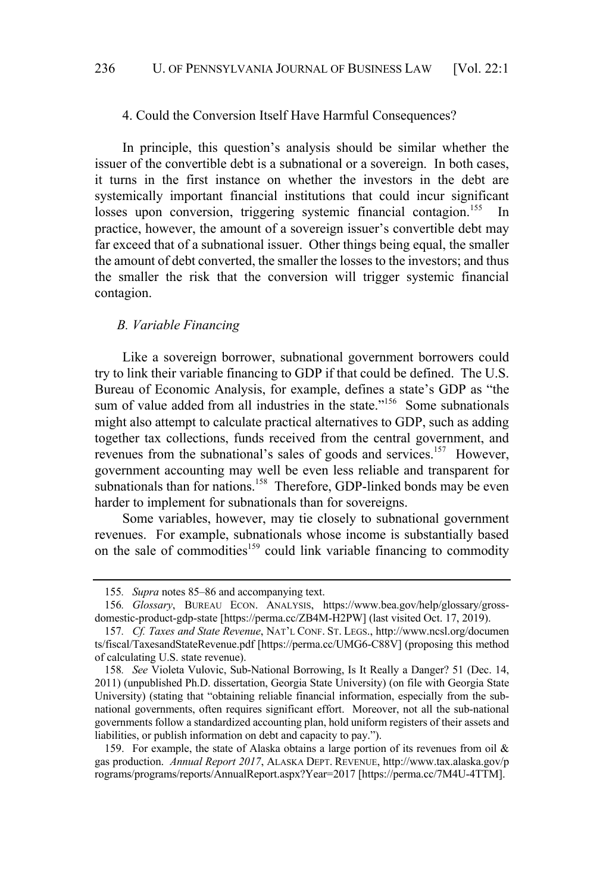### 4. Could the Conversion Itself Have Harmful Consequences?

In principle, this question's analysis should be similar whether the issuer of the convertible debt is a subnational or a sovereign. In both cases, it turns in the first instance on whether the investors in the debt are systemically important financial institutions that could incur significant losses upon conversion, triggering systemic financial contagion.[155] In practice, however, the amount of a sovereign issuer's convertible debt may far exceed that of a subnational issuer. Other things being equal, the smaller the amount of debt converted, the smaller the losses to the investors; and thus the smaller the risk that the conversion will trigger systemic financial contagion.

## *B. Variable Financing*

Like a sovereign borrower, subnational government borrowers could try to link their variable financing to GDP if that could be defined. The U.S. Bureau of Economic Analysis, for example, defines a state's GDP as "the sum of value added from all industries in the state."[156] Some subnationals might also attempt to calculate practical alternatives to GDP, such as adding together tax collections, funds received from the central government, and revenues from the subnational's sales of goods and services.[157] However, government accounting may well be even less reliable and transparent for subnationals than for nations.[158] Therefore, GDP-linked bonds may be even harder to implement for subnationals than for sovereigns.

Some variables, however, may tie closely to subnational government revenues. For example, subnationals whose income is substantially based on the sale of commodities[159] could link variable financing to commodity

---

155. *Supra* notes 85–86 and accompanying text.

156. *Glossary*, BUREAU ECON. ANALYSIS, https://www.bea.gov/help/glossary/gross-domestic-product-gdp-state [https://perma.cc/ZB4M-H2PW] (last visited Oct. 17, 2019).

157. *Cf. Taxes and State Revenue*, NAT'L CONF. ST. LEGS., http://www.ncsl.org/documents/fiscal/TaxesandStateRevenue.pdf [https://perma.cc/UMG6-C88V] (proposing this method of calculating U.S. state revenue).

158. *See* Violeta Vulovic, Sub-National Borrowing, Is It Really a Danger? 51 (Dec. 14, 2011) (unpublished Ph.D. dissertation, Georgia State University) (on file with Georgia State University) (stating that "obtaining reliable financial information, especially from the sub-national governments, often requires significant effort. Moreover, not all the sub-national governments follow a standardized accounting plan, hold uniform registers of their assets and liabilities, or publish information on debt and capacity to pay.").

159. For example, the state of Alaska obtains a large portion of its revenues from oil & gas production. *Annual Report 2017*, ALASKA DEPT. REVENUE, http://www.tax.alaska.gov/programs/programs/reports/AnnualReport.aspx?Year=2017 [https://perma.cc/7M4U-4TTM].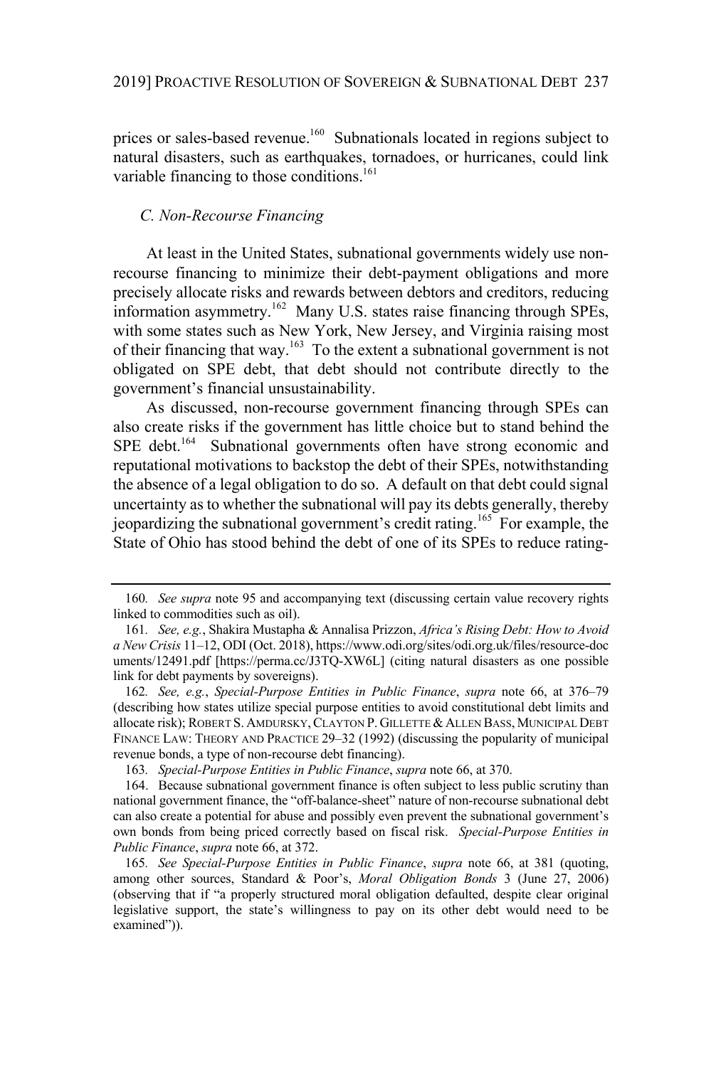prices or sales-based revenue.[160] Subnationals located in regions subject to natural disasters, such as earthquakes, tornadoes, or hurricanes, could link variable financing to those conditions.[161]

### *C. Non-Recourse Financing*

At least in the United States, subnational governments widely use non-recourse financing to minimize their debt-payment obligations and more precisely allocate risks and rewards between debtors and creditors, reducing information asymmetry.[162] Many U.S. states raise financing through SPEs, with some states such as New York, New Jersey, and Virginia raising most of their financing that way.[163] To the extent a subnational government is not obligated on SPE debt, that debt should not contribute directly to the government's financial unsustainability.

As discussed, non-recourse government financing through SPEs can also create risks if the government has little choice but to stand behind the SPE debt.[164] Subnational governments often have strong economic and reputational motivations to backstop the debt of their SPEs, notwithstanding the absence of a legal obligation to do so. A default on that debt could signal uncertainty as to whether the subnational will pay its debts generally, thereby jeopardizing the subnational government's credit rating.[165] For example, the State of Ohio has stood behind the debt of one of its SPEs to reduce rating-

---

160. *See supra* note 95 and accompanying text (discussing certain value recovery rights linked to commodities such as oil).

161. *See, e.g.*, Shakira Mustapha & Annalisa Prizzon, *Africa's Rising Debt: How to Avoid a New Crisis* 11–12, ODI (Oct. 2018), https://www.odi.org/sites/odi.org.uk/files/resource-documents/12491.pdf [https://perma.cc/J3TQ-XW6L] (citing natural disasters as one possible link for debt payments by sovereigns).

162. *See, e.g.*, *Special-Purpose Entities in Public Finance*, *supra* note 66, at 376–79 (describing how states utilize special purpose entities to avoid constitutional debt limits and allocate risk); ROBERT S. AMDURSKY, CLAYTON P. GILLETTE & ALLEN BASS, MUNICIPAL DEBT FINANCE LAW: THEORY AND PRACTICE 29–32 (1992) (discussing the popularity of municipal revenue bonds, a type of non-recourse debt financing).

163. *Special-Purpose Entities in Public Finance*, *supra* note 66, at 370.

164. Because subnational government finance is often subject to less public scrutiny than national government finance, the "off-balance-sheet" nature of non-recourse subnational debt can also create a potential for abuse and possibly even prevent the subnational government's own bonds from being priced correctly based on fiscal risk. *Special-Purpose Entities in Public Finance*, *supra* note 66, at 372.

165. *See Special-Purpose Entities in Public Finance*, *supra* note 66, at 381 (quoting, among other sources, Standard & Poor's, *Moral Obligation Bonds* 3 (June 27, 2006) (observing that if "a properly structured moral obligation defaulted, despite clear original legislative support, the state's willingness to pay on its other debt would need to be examined")).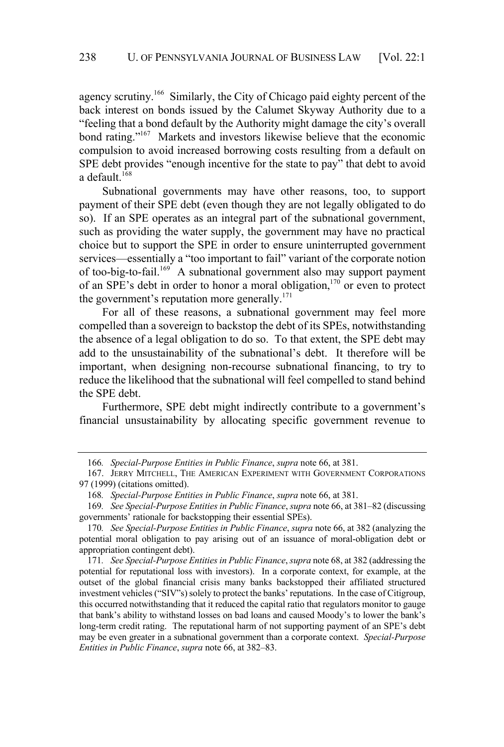agency scrutiny.[166] Similarly, the City of Chicago paid eighty percent of the back interest on bonds issued by the Calumet Skyway Authority due to a "feeling that a bond default by the Authority might damage the city's overall bond rating."[167] Markets and investors likewise believe that the economic compulsion to avoid increased borrowing costs resulting from a default on SPE debt provides "enough incentive for the state to pay" that debt to avoid a default.[168]

Subnational governments may have other reasons, too, to support payment of their SPE debt (even though they are not legally obligated to do so). If an SPE operates as an integral part of the subnational government, such as providing the water supply, the government may have no practical choice but to support the SPE in order to ensure uninterrupted government services—essentially a "too important to fail" variant of the corporate notion of too-big-to-fail.[169] A subnational government also may support payment of an SPE's debt in order to honor a moral obligation,[170] or even to protect the government's reputation more generally.[171]

For all of these reasons, a subnational government may feel more compelled than a sovereign to backstop the debt of its SPEs, notwithstanding the absence of a legal obligation to do so. To that extent, the SPE debt may add to the unsustainability of the subnational's debt. It therefore will be important, when designing non-recourse subnational financing, to try to reduce the likelihood that the subnational will feel compelled to stand behind the SPE debt.

Furthermore, SPE debt might indirectly contribute to a government's financial unsustainability by allocating specific government revenue to

---

166. *Special-Purpose Entities in Public Finance*, *supra* note 66, at 381.

167. JERRY MITCHELL, THE AMERICAN EXPERIMENT WITH GOVERNMENT CORPORATIONS 97 (1999) (citations omitted).

168. *Special-Purpose Entities in Public Finance*, *supra* note 66, at 381.

169. *See Special-Purpose Entities in Public Finance*, *supra* note 66, at 381–82 (discussing governments' rationale for backstopping their essential SPEs).

170. *See Special-Purpose Entities in Public Finance*, *supra* note 66, at 382 (analyzing the potential moral obligation to pay arising out of an issuance of moral-obligation debt or appropriation contingent debt).

171. *See Special-Purpose Entities in Public Finance*, *supra* note 68, at 382 (addressing the potential for reputational loss with investors). In a corporate context, for example, at the outset of the global financial crisis many banks backstopped their affiliated structured investment vehicles ("SIV"s) solely to protect the banks' reputations. In the case of Citigroup, this occurred notwithstanding that it reduced the capital ratio that regulators monitor to gauge that bank's ability to withstand losses on bad loans and caused Moody's to lower the bank's long-term credit rating. The reputational harm of not supporting payment of an SPE's debt may be even greater in a subnational government than a corporate context. *Special-Purpose Entities in Public Finance*, *supra* note 66, at 382–83.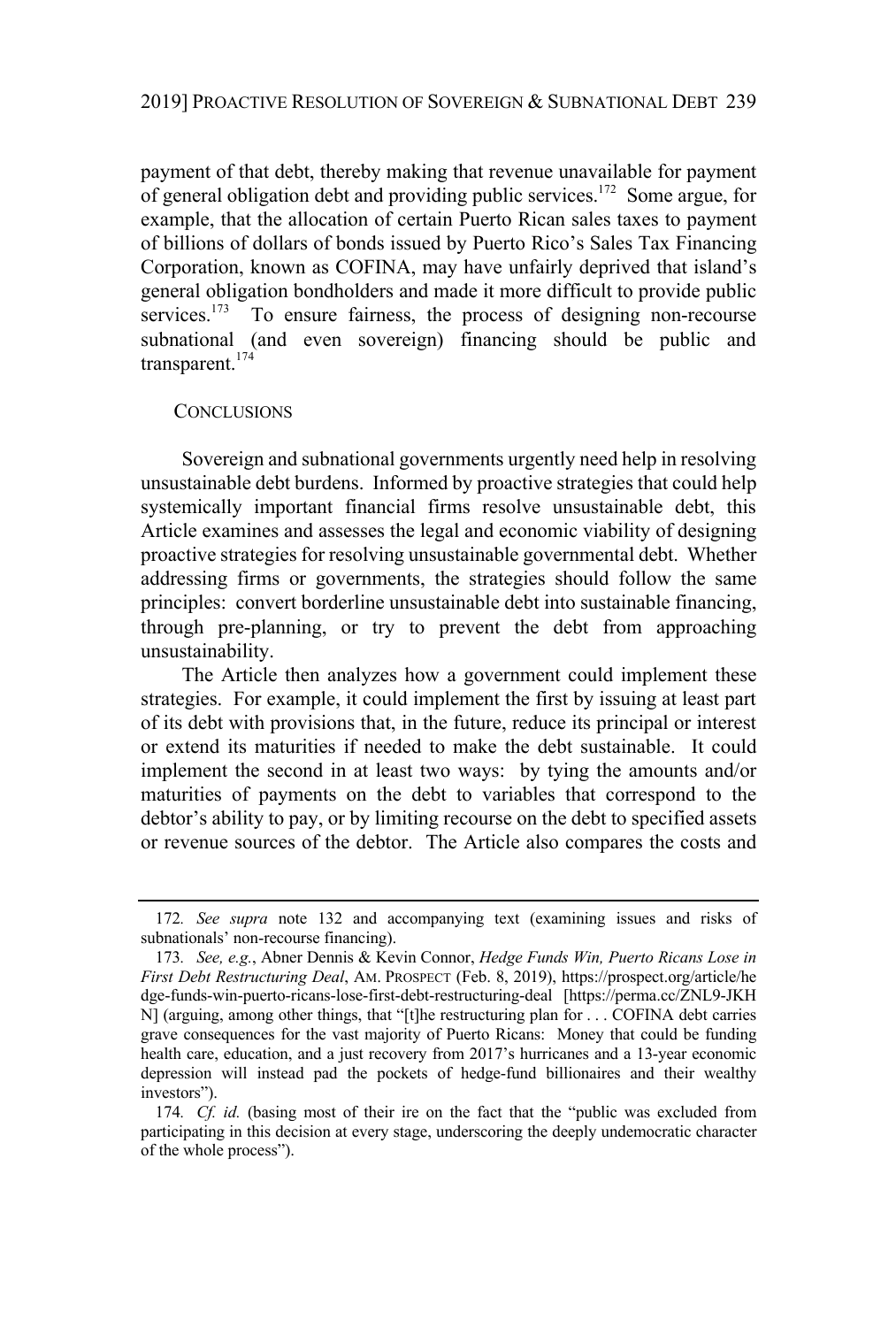payment of that debt, thereby making that revenue unavailable for payment of general obligation debt and providing public services.[172] Some argue, for example, that the allocation of certain Puerto Rican sales taxes to payment of billions of dollars of bonds issued by Puerto Rico's Sales Tax Financing Corporation, known as COFINA, may have unfairly deprived that island's general obligation bondholders and made it more difficult to provide public services.[173] To ensure fairness, the process of designing non-recourse subnational (and even sovereign) financing should be public and transparent.[174]

## CONCLUSIONS

Sovereign and subnational governments urgently need help in resolving unsustainable debt burdens. Informed by proactive strategies that could help systemically important financial firms resolve unsustainable debt, this Article examines and assesses the legal and economic viability of designing proactive strategies for resolving unsustainable governmental debt. Whether addressing firms or governments, the strategies should follow the same principles: convert borderline unsustainable debt into sustainable financing, through pre-planning, or try to prevent the debt from approaching unsustainability.

The Article then analyzes how a government could implement these strategies. For example, it could implement the first by issuing at least part of its debt with provisions that, in the future, reduce its principal or interest or extend its maturities if needed to make the debt sustainable. It could implement the second in at least two ways: by tying the amounts and/or maturities of payments on the debt to variables that correspond to the debtor's ability to pay, or by limiting recourse on the debt to specified assets or revenue sources of the debtor. The Article also compares the costs and

---

172. *See supra* note 132 and accompanying text (examining issues and risks of subnationals' non-recourse financing).

173. *See, e.g.*, Abner Dennis & Kevin Connor, *Hedge Funds Win, Puerto Ricans Lose in First Debt Restructuring Deal*, AM. PROSPECT (Feb. 8, 2019), https://prospect.org/article/hedge-funds-win-puerto-ricans-lose-first-debt-restructuring-deal [https://perma.cc/ZNL9-JKHN] (arguing, among other things, that "[t]he restructuring plan for . . . COFINA debt carries grave consequences for the vast majority of Puerto Ricans: Money that could be funding health care, education, and a just recovery from 2017's hurricanes and a 13-year economic depression will instead pad the pockets of hedge-fund billionaires and their wealthy investors").

174. *Cf. id.* (basing most of their ire on the fact that the "public was excluded from participating in this decision at every stage, underscoring the deeply undemocratic character of the whole process").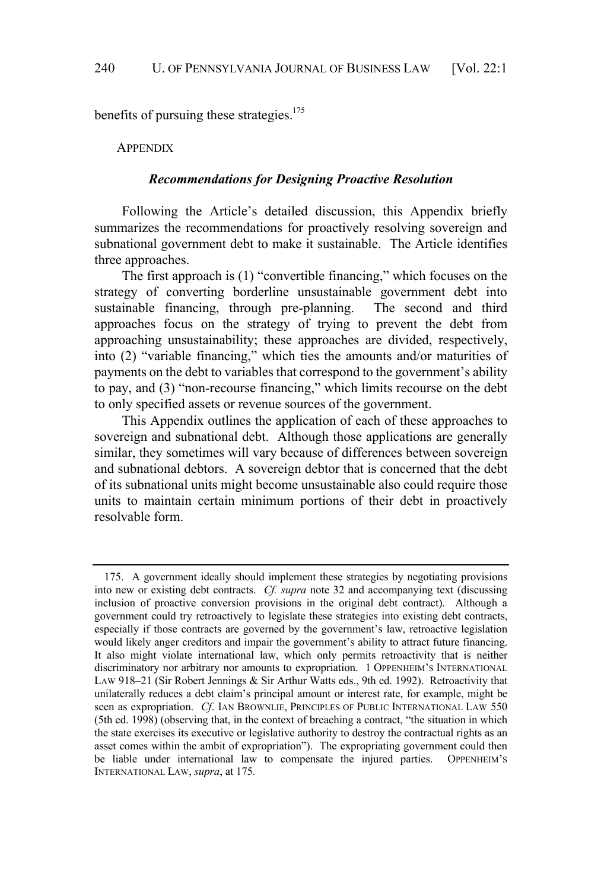benefits of pursuing these strategies.[175]

## APPENDIX

### *Recommendations for Designing Proactive Resolution*

Following the Article's detailed discussion, this Appendix briefly summarizes the recommendations for proactively resolving sovereign and subnational government debt to make it sustainable. The Article identifies three approaches.

The first approach is (1) "convertible financing," which focuses on the strategy of converting borderline unsustainable government debt into sustainable financing, through pre-planning. The second and third approaches focus on the strategy of trying to prevent the debt from approaching unsustainability; these approaches are divided, respectively, into (2) "variable financing," which ties the amounts and/or maturities of payments on the debt to variables that correspond to the government's ability to pay, and (3) "non-recourse financing," which limits recourse on the debt to only specified assets or revenue sources of the government.

This Appendix outlines the application of each of these approaches to sovereign and subnational debt. Although those applications are generally similar, they sometimes will vary because of differences between sovereign and subnational debtors. A sovereign debtor that is concerned that the debt of its subnational units might become unsustainable also could require those units to maintain certain minimum portions of their debt in proactively resolvable form.

---

175. A government ideally should implement these strategies by negotiating provisions into new or existing debt contracts. *Cf. supra* note 32 and accompanying text (discussing inclusion of proactive conversion provisions in the original debt contract). Although a government could try retroactively to legislate these strategies into existing debt contracts, especially if those contracts are governed by the government's law, retroactive legislation would likely anger creditors and impair the government's ability to attract future financing. It also might violate international law, which only permits retroactivity that is neither discriminatory nor arbitrary nor amounts to expropriation. 1 OPPENHEIM'S INTERNATIONAL LAW 918–21 (Sir Robert Jennings & Sir Arthur Watts eds., 9th ed. 1992). Retroactivity that unilaterally reduces a debt claim's principal amount or interest rate, for example, might be seen as expropriation. *Cf.* IAN BROWNLIE, PRINCIPLES OF PUBLIC INTERNATIONAL LAW 550 (5th ed. 1998) (observing that, in the context of breaching a contract, "the situation in which the state exercises its executive or legislative authority to destroy the contractual rights as an asset comes within the ambit of expropriation"). The expropriating government could then be liable under international law to compensate the injured parties. OPPENHEIM'S INTERNATIONAL LAW, *supra*, at 175.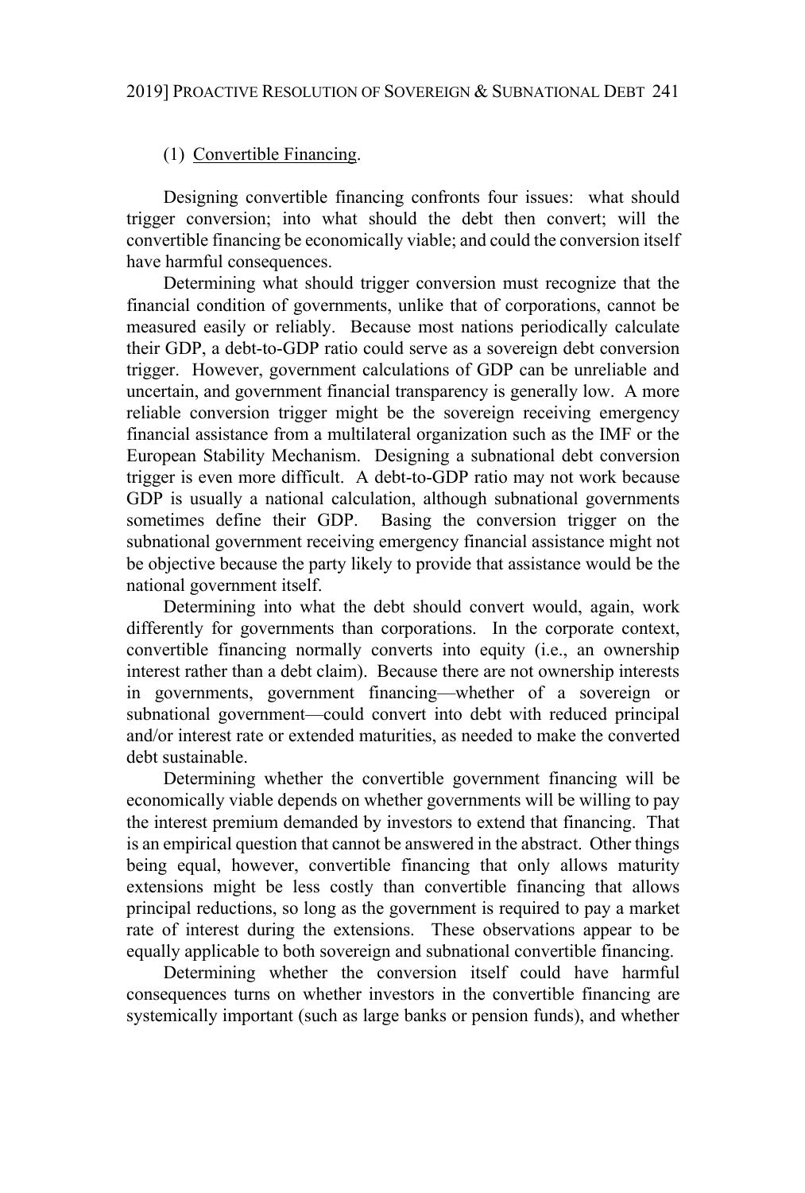(1) <u>Convertible Financing</u>.

Designing convertible financing confronts four issues: what should trigger conversion; into what should the debt then convert; will the convertible financing be economically viable; and could the conversion itself have harmful consequences.

Determining what should trigger conversion must recognize that the financial condition of governments, unlike that of corporations, cannot be measured easily or reliably. Because most nations periodically calculate their GDP, a debt-to-GDP ratio could serve as a sovereign debt conversion trigger. However, government calculations of GDP can be unreliable and uncertain, and government financial transparency is generally low. A more reliable conversion trigger might be the sovereign receiving emergency financial assistance from a multilateral organization such as the IMF or the European Stability Mechanism. Designing a subnational debt conversion trigger is even more difficult. A debt-to-GDP ratio may not work because GDP is usually a national calculation, although subnational governments sometimes define their GDP. Basing the conversion trigger on the subnational government receiving emergency financial assistance might not be objective because the party likely to provide that assistance would be the national government itself.

Determining into what the debt should convert would, again, work differently for governments than corporations. In the corporate context, convertible financing normally converts into equity (i.e., an ownership interest rather than a debt claim). Because there are not ownership interests in governments, government financing—whether of a sovereign or subnational government—could convert into debt with reduced principal and/or interest rate or extended maturities, as needed to make the converted debt sustainable.

Determining whether the convertible government financing will be economically viable depends on whether governments will be willing to pay the interest premium demanded by investors to extend that financing. That is an empirical question that cannot be answered in the abstract. Other things being equal, however, convertible financing that only allows maturity extensions might be less costly than convertible financing that allows principal reductions, so long as the government is required to pay a market rate of interest during the extensions. These observations appear to be equally applicable to both sovereign and subnational convertible financing.

Determining whether the conversion itself could have harmful consequences turns on whether investors in the convertible financing are systemically important (such as large banks or pension funds), and whether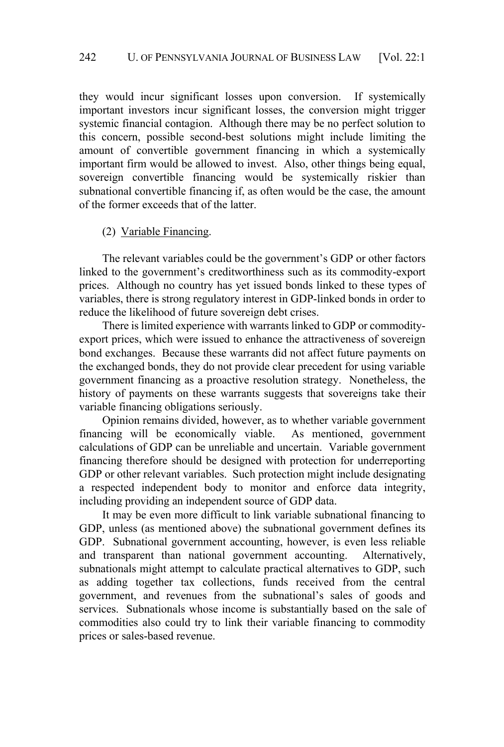they would incur significant losses upon conversion. If systemically important investors incur significant losses, the conversion might trigger systemic financial contagion. Although there may be no perfect solution to this concern, possible second-best solutions might include limiting the amount of convertible government financing in which a systemically important firm would be allowed to invest. Also, other things being equal, sovereign convertible financing would be systemically riskier than subnational convertible financing if, as often would be the case, the amount of the former exceeds that of the latter.

(2) <u>Variable Financing</u>.

The relevant variables could be the government's GDP or other factors linked to the government's creditworthiness such as its commodity-export prices. Although no country has yet issued bonds linked to these types of variables, there is strong regulatory interest in GDP-linked bonds in order to reduce the likelihood of future sovereign debt crises.

There is limited experience with warrants linked to GDP or commodity-export prices, which were issued to enhance the attractiveness of sovereign bond exchanges. Because these warrants did not affect future payments on the exchanged bonds, they do not provide clear precedent for using variable government financing as a proactive resolution strategy. Nonetheless, the history of payments on these warrants suggests that sovereigns take their variable financing obligations seriously.

Opinion remains divided, however, as to whether variable government financing will be economically viable. As mentioned, government calculations of GDP can be unreliable and uncertain. Variable government financing therefore should be designed with protection for underreporting GDP or other relevant variables. Such protection might include designating a respected independent body to monitor and enforce data integrity, including providing an independent source of GDP data.

It may be even more difficult to link variable subnational financing to GDP, unless (as mentioned above) the subnational government defines its GDP. Subnational government accounting, however, is even less reliable and transparent than national government accounting. Alternatively, subnationals might attempt to calculate practical alternatives to GDP, such as adding together tax collections, funds received from the central government, and revenues from the subnational's sales of goods and services. Subnationals whose income is substantially based on the sale of commodities also could try to link their variable financing to commodity prices or sales-based revenue.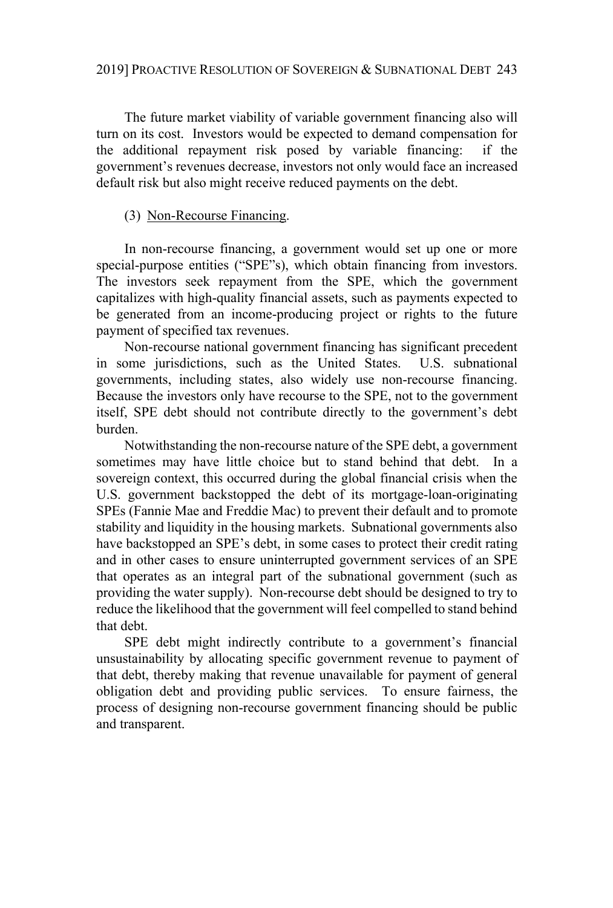The future market viability of variable government financing also will turn on its cost. Investors would be expected to demand compensation for the additional repayment risk posed by variable financing: if the government's revenues decrease, investors not only would face an increased default risk but also might receive reduced payments on the debt.

(3) Non-Recourse Financing.

In non-recourse financing, a government would set up one or more special-purpose entities ("SPE"s), which obtain financing from investors. The investors seek repayment from the SPE, which the government capitalizes with high-quality financial assets, such as payments expected to be generated from an income-producing project or rights to the future payment of specified tax revenues.

Non-recourse national government financing has significant precedent in some jurisdictions, such as the United States. U.S. subnational governments, including states, also widely use non-recourse financing. Because the investors only have recourse to the SPE, not to the government itself, SPE debt should not contribute directly to the government's debt burden.

Notwithstanding the non-recourse nature of the SPE debt, a government sometimes may have little choice but to stand behind that debt. In a sovereign context, this occurred during the global financial crisis when the U.S. government backstopped the debt of its mortgage-loan-originating SPEs (Fannie Mae and Freddie Mac) to prevent their default and to promote stability and liquidity in the housing markets. Subnational governments also have backstopped an SPE's debt, in some cases to protect their credit rating and in other cases to ensure uninterrupted government services of an SPE that operates as an integral part of the subnational government (such as providing the water supply). Non-recourse debt should be designed to try to reduce the likelihood that the government will feel compelled to stand behind that debt.

SPE debt might indirectly contribute to a government's financial unsustainability by allocating specific government revenue to payment of that debt, thereby making that revenue unavailable for payment of general obligation debt and providing public services. To ensure fairness, the process of designing non-recourse government financing should be public and transparent.